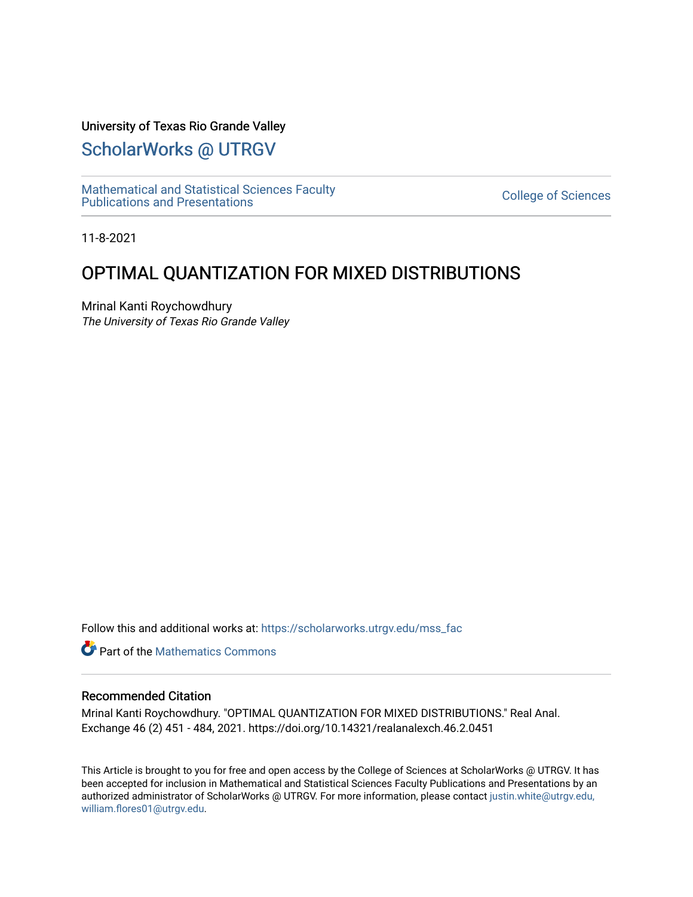University of Texas Rio Grande Valley

# ScholarWorks @ UTRGV

Mathematical and Statistical Sciences Faculty Publications and Presentations

College of Sciences

11-8-2021

# OPTIMAL QUANTIZATION FOR MIXED DISTRIBUTIONS

Mrinal Kanti Roychowdhury

*The University of Texas Rio Grande Valley*

Follow this and additional works at: https://scholarworks.utrgv.edu/mss_fac

Part of the Mathematics Commons

## Recommended Citation

Mrinal Kanti Roychowdhury. "OPTIMAL QUANTIZATION FOR MIXED DISTRIBUTIONS." Real Anal. Exchange 46 (2) 451 - 484, 2021. https://doi.org/10.14321/realanalexch.46.2.0451

This Article is brought to you for free and open access by the College of Sciences at ScholarWorks @ UTRGV. It has been accepted for inclusion in Mathematical and Statistical Sciences Faculty Publications and Presentations by an authorized administrator of ScholarWorks @ UTRGV. For more information, please contact justin.white@utrgv.edu, william.flores01@utrgv.edu.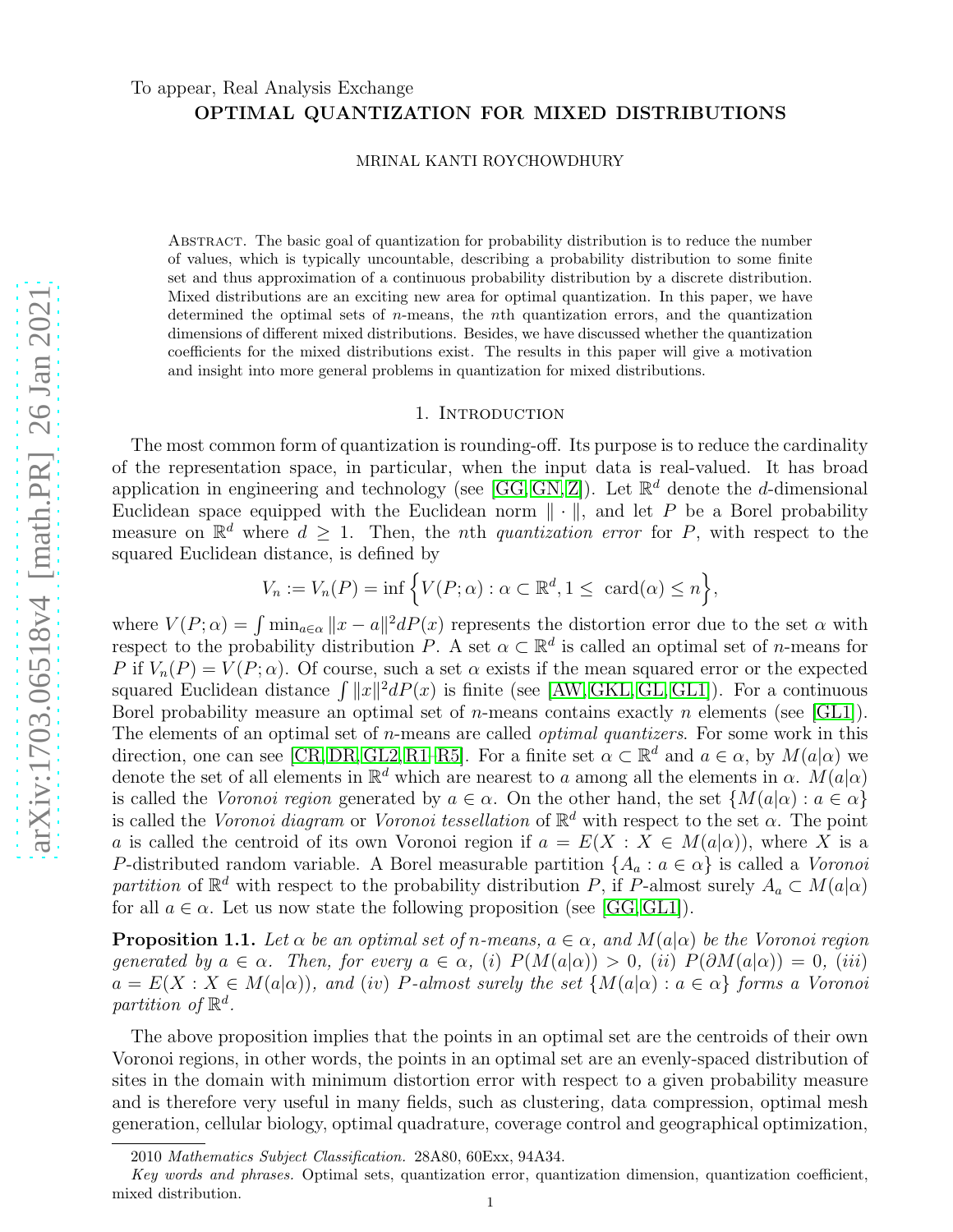To appear, Real Analysis Exchange

# OPTIMAL QUANTIZATION FOR MIXED DISTRIBUTIONS

MRINAL KANTI ROYCHOWDHURY

Abstract. The basic goal of quantization for probability distribution is to reduce the number of values, which is typically uncountable, describing a probability distribution to some finite set and thus approximation of a continuous probability distribution by a discrete distribution. Mixed distributions are an exciting new area for optimal quantization. In this paper, we have determined the optimal sets of $n$-means, the $n$th quantization errors, and the quantization dimensions of different mixed distributions. Besides, we have discussed whether the quantization coefficients for the mixed distributions exist. The results in this paper will give a motivation and insight into more general problems in quantization for mixed distributions.

## 1. Introduction

The most common form of quantization is rounding-off. Its purpose is to reduce the cardinality of the representation space, in particular, when the input data is real-valued. It has broad application in engineering and technology (see [GG, GN, Z]). Let $\mathbb{R}^d$ denote the $d$-dimensional Euclidean space equipped with the Euclidean norm $\|\cdot\|$, and let $P$ be a Borel probability measure on $\mathbb{R}^d$ where $d \geq 1$. Then, the $n$th *quantization error* for $P$, with respect to the squared Euclidean distance, is defined by

$$V_n := V_n(P) = \inf \Big\{ V(P; \alpha) : \alpha \subset \mathbb{R}^d, 1 \leq \text{ card}(\alpha) \leq n \Big\},$$

where $V(P; \alpha) = \int \min_{a\in\alpha} \|x - a\|^2 dP(x)$ represents the distortion error due to the set $\alpha$ with respect to the probability distribution $P$. A set $\alpha \subset \mathbb{R}^d$ is called an optimal set of $n$-means for $P$ if $V_n(P) = V(P; \alpha)$. Of course, such a set $\alpha$ exists if the mean squared error or the expected squared Euclidean distance $\int \|x\|^2 dP(x)$ is finite (see [AW, GKL, GL, GL1]). For a continuous Borel probability measure an optimal set of $n$-means contains exactly $n$ elements (see [GL1]). The elements of an optimal set of $n$-means are called *optimal quantizers*. For some work in this direction, one can see [CR, DR, GL2, R1–R5]. For a finite set $\alpha \subset \mathbb{R}^d$ and $a \in \alpha$, by $M(a|\alpha)$ we denote the set of all elements in $\mathbb{R}^d$ which are nearest to $a$ among all the elements in $\alpha$. $M(a|\alpha)$ is called the *Voronoi region* generated by $a \in \alpha$. On the other hand, the set $\{M(a|\alpha) : a \in \alpha\}$ is called the *Voronoi diagram* or *Voronoi tessellation* of $\mathbb{R}^d$ with respect to the set $\alpha$. The point $a$ is called the centroid of its own Voronoi region if $a = E(X : X \in M(a|\alpha))$, where $X$ is a $P$-distributed random variable. A Borel measurable partition $\{A_a : a \in \alpha\}$ is called a *Voronoi partition* of $\mathbb{R}^d$ with respect to the probability distribution $P$, if $P$-almost surely $A_a \subset M(a|\alpha)$ for all $a \in \alpha$. Let us now state the following proposition (see [GG, GL1]).

**Proposition 1.1.** *Let $\alpha$ be an optimal set of $n$-means, $a \in \alpha$, and $M(a|\alpha)$ be the Voronoi region generated by $a \in \alpha$. Then, for every $a \in \alpha$, (i) $P(M(a|\alpha)) > 0$, (ii) $P(\partial M(a|\alpha)) = 0$, (iii) $a = E(X : X \in M(a|\alpha))$, and (iv) $P$-almost surely the set $\{M(a|\alpha) : a \in \alpha\}$ forms a Voronoi partition of $\mathbb{R}^d$.*

The above proposition implies that the points in an optimal set are the centroids of their own Voronoi regions, in other words, the points in an optimal set are an evenly-spaced distribution of sites in the domain with minimum distortion error with respect to a given probability measure and is therefore very useful in many fields, such as clustering, data compression, optimal mesh generation, cellular biology, optimal quadrature, coverage control and geographical optimization,

2010 *Mathematics Subject Classification.* 28A80, 60Exx, 94A34.

*Key words and phrases.* Optimal sets, quantization error, quantization dimension, quantization coefficient, mixed distribution.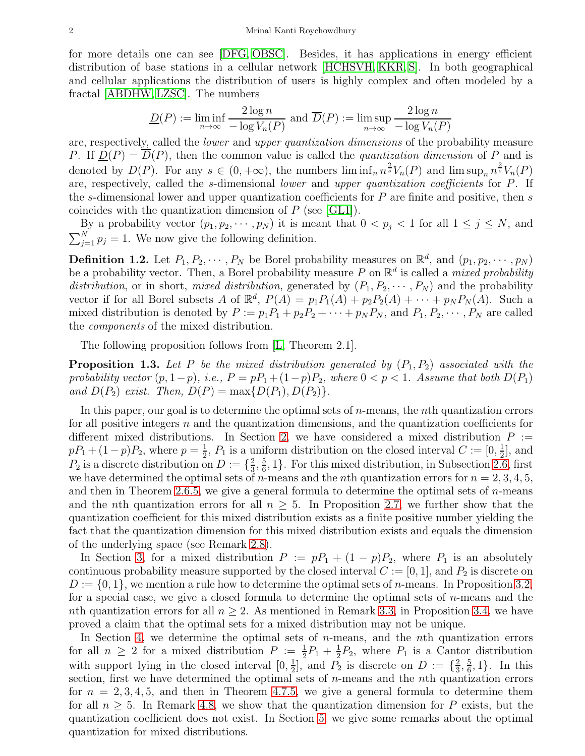for more details one can see [DFG, OBSC]. Besides, it has applications in energy efficient distribution of base stations in a cellular network [HCHSVH, KKR, S]. In both geographical and cellular applications the distribution of users is highly complex and often modeled by a fractal [ABDHW, LZSC]. The numbers

$$\underline{D}(P) := \liminf_{n\to\infty} \frac{2\log n}{-\log V_n(P)} \text{ and } \overline{D}(P) := \limsup_{n\to\infty} \frac{2\log n}{-\log V_n(P)}$$

are, respectively, called the *lower* and *upper quantization dimensions* of the probability measure $P$. If $\underline{D}(P) = \overline{D}(P)$, then the common value is called the *quantization dimension* of $P$ and is denoted by $D(P)$. For any $s \in (0, +\infty)$, the numbers $\liminf_n n^{\frac{2}{s}} V_n(P)$ and $\limsup_n n^{\frac{2}{s}} V_n(P)$ are, respectively, called the $s$-dimensional *lower* and *upper quantization coefficients* for $P$. If the $s$-dimensional lower and upper quantization coefficients for $P$ are finite and positive, then $s$ coincides with the quantization dimension of $P$ (see [GL1]).

By a probability vector $(p_1, p_2, \cdots, p_N)$ it is meant that $0 < p_j < 1$ for all $1 \leq j \leq N$, and $\sum_{j=1}^N p_j = 1$. We now give the following definition.

**Definition 1.2.** Let $P_1, P_2, \cdots, P_N$ be Borel probability measures on $\mathbb{R}^d$, and $(p_1, p_2, \cdots, p_N)$ be a probability vector. Then, a Borel probability measure $P$ on $\mathbb{R}^d$ is called a *mixed probability distribution*, or in short, *mixed distribution*, generated by $(P_1, P_2, \cdots, P_N)$ and the probability vector if for all Borel subsets $A$ of $\mathbb{R}^d$, $P(A) = p_1P_1(A) + p_2P_2(A) + \cdots + p_NP_N(A)$. Such a mixed distribution is denoted by $P := p_1P_1 + p_2P_2 + \cdots + p_NP_N$, and $P_1, P_2, \cdots, P_N$ are called the *components* of the mixed distribution.

The following proposition follows from [L, Theorem 2.1].

**Proposition 1.3.** *Let $P$ be the mixed distribution generated by $(P_1, P_2)$ associated with the probability vector $(p, 1-p)$, i.e., $P = pP_1 + (1-p)P_2$, where $0 < p < 1$. Assume that both $D(P_1)$ and $D(P_2)$ exist. Then, $D(P) = \max\{D(P_1), D(P_2)\}$.*

In this paper, our goal is to determine the optimal sets of $n$-means, the $n$th quantization errors for all positive integers $n$ and the quantization dimensions, and the quantization coefficients for different mixed distributions. In Section 2, we have considered a mixed distribution $P := pP_1 + (1-p)P_2$, where $p = \frac{1}{2}$, $P_1$ is a uniform distribution on the closed interval $C := [0, \frac{1}{2}]$, and $P_2$ is a discrete distribution on $D := \{\frac{2}{3}, \frac{5}{6}, 1\}$. For this mixed distribution, in Subsection 2.6, first we have determined the optimal sets of $n$-means and the $n$th quantization errors for $n = 2, 3, 4, 5$, and then in Theorem 2.6.5, we give a general formula to determine the optimal sets of $n$-means and the $n$th quantization errors for all $n \geq 5$. In Proposition 2.7, we further show that the quantization coefficient for this mixed distribution exists as a finite positive number yielding the fact that the quantization dimension for this mixed distribution exists and equals the dimension of the underlying space (see Remark 2.8).

In Section 3, for a mixed distribution $P := pP_1 + (1-p)P_2$, where $P_1$ is an absolutely continuous probability measure supported by the closed interval $C := [0, 1]$, and $P_2$ is discrete on $D := \{0, 1\}$, we mention a rule how to determine the optimal sets of $n$-means. In Proposition 3.2, for a special case, we give a closed formula to determine the optimal sets of $n$-means and the $n$th quantization errors for all $n \geq 2$. As mentioned in Remark 3.3, in Proposition 3.4, we have proved a claim that the optimal sets for a mixed distribution may not be unique.

In Section 4, we determine the optimal sets of $n$-means, and the $n$th quantization errors for all $n \geq 2$ for a mixed distribution $P := \frac{1}{2}P_1 + \frac{1}{2}P_2$, where $P_1$ is a Cantor distribution with support lying in the closed interval $[0, \frac{1}{2}]$, and $P_2$ is discrete on $D := \{\frac{2}{3}, \frac{5}{6}, 1\}$. In this section, first we have determined the optimal sets of $n$-means and the $n$th quantization errors for $n = 2, 3, 4, 5$, and then in Theorem 4.7.5, we give a general formula to determine them for all $n \geq 5$. In Remark 4.8, we show that the quantization dimension for $P$ exists, but the quantization coefficient does not exist. In Section 5, we give some remarks about the optimal quantization for mixed distributions.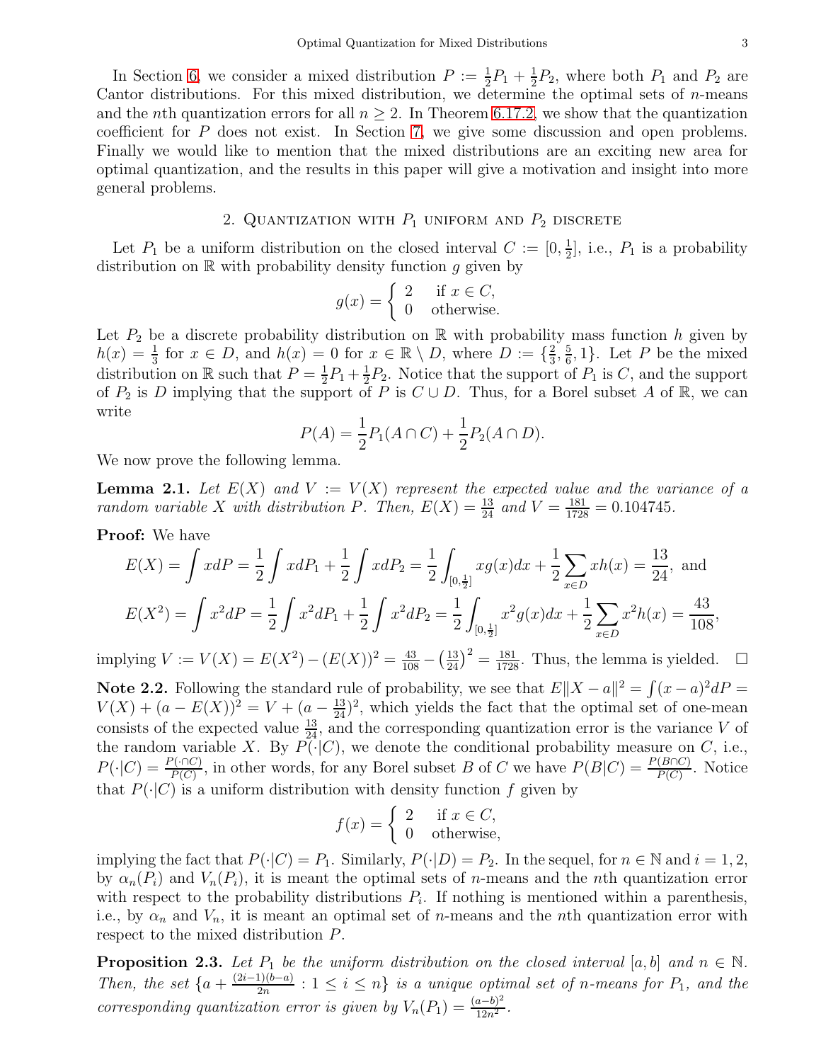In Section 6, we consider a mixed distribution $P := \frac{1}{2}P_1 + \frac{1}{2}P_2$, where both $P_1$ and $P_2$ are Cantor distributions. For this mixed distribution, we determine the optimal sets of $n$-means and the $n$th quantization errors for all $n \geq 2$. In Theorem 6.17.2, we show that the quantization coefficient for $P$ does not exist. In Section 7, we give some discussion and open problems. Finally we would like to mention that the mixed distributions are an exciting new area for optimal quantization, and the results in this paper will give a motivation and insight into more general problems.

## 2. Quantization with $P_1$ uniform and $P_2$ discrete

Let $P_1$ be a uniform distribution on the closed interval $C := [0, \frac{1}{2}]$, i.e., $P_1$ is a probability distribution on $\mathbb{R}$ with probability density function $g$ given by

$$g(x) = \left\{ \begin{array}{ll} 2 & \text{if } x \in C, \\ 0 & \text{otherwise.} \end{array} \right.$$

Let $P_2$ be a discrete probability distribution on $\mathbb{R}$ with probability mass function $h$ given by $h(x) = \frac{1}{3}$ for $x \in D$, and $h(x) = 0$ for $x \in \mathbb{R} \setminus D$, where $D := \{\frac{2}{3}, \frac{5}{6}, 1\}$. Let $P$ be the mixed distribution on $\mathbb{R}$ such that $P = \frac{1}{2}P_1 + \frac{1}{2}P_2$. Notice that the support of $P_1$ is $C$, and the support of $P_2$ is $D$ implying that the support of $P$ is $C \cup D$. Thus, for a Borel subset $A$ of $\mathbb{R}$, we can write

$$P(A) = \frac{1}{2}P_1(A \cap C) + \frac{1}{2}P_2(A \cap D).$$

We now prove the following lemma.

**Lemma 2.1.** *Let $E(X)$ and $V := V(X)$ represent the expected value and the variance of a random variable $X$ with distribution $P$. Then, $E(X) = \frac{13}{24}$ and $V = \frac{181}{1728} = 0.104745$.*

**Proof:** We have

$$E(X) = \int x dP = \frac{1}{2} \int x dP_1 + \frac{1}{2} \int x dP_2 = \frac{1}{2} \int_{[0,\frac{1}{2}]} x g(x) dx + \frac{1}{2} \sum_{x \in D} x h(x) = \frac{13}{24}, \text{ and}$$

$$E(X^2) = \int x^2 dP = \frac{1}{2} \int x^2 dP_1 + \frac{1}{2} \int x^2 dP_2 = \frac{1}{2} \int_{[0,\frac{1}{2}]} x^2 g(x) dx + \frac{1}{2} \sum_{x \in D} x^2 h(x) = \frac{43}{108},$$

implying $V := V(X) = E(X^2) - (E(X))^2 = \frac{43}{108} - \left(\frac{13}{24}\right)^2 = \frac{181}{1728}$. Thus, the lemma is yielded. $\square$

**Note 2.2.** Following the standard rule of probability, we see that $E\|X - a\|^2 = \int (x - a)^2 dP = V(X) + (a - E(X))^2 = V + (a - \frac{13}{24})^2$, which yields the fact that the optimal set of one-mean consists of the expected value $\frac{13}{24}$, and the corresponding quantization error is the variance $V$ of the random variable $X$. By $P(\cdot|C)$, we denote the conditional probability measure on $C$, i.e., $P(\cdot|C) = \frac{P(\cdot \cap C)}{P(C)}$, in other words, for any Borel subset $B$ of $C$ we have $P(B|C) = \frac{P(B \cap C)}{P(C)}$. Notice that $P(\cdot|C)$ is a uniform distribution with density function $f$ given by

$$f(x) = \left\{ \begin{array}{ll} 2 & \text{if } x \in C, \\ 0 & \text{otherwise,} \end{array} \right.$$

implying the fact that $P(\cdot|C) = P_1$. Similarly, $P(\cdot|D) = P_2$. In the sequel, for $n \in \mathbb{N}$ and $i = 1, 2$, by $\alpha_n(P_i)$ and $V_n(P_i)$, it is meant the optimal sets of $n$-means and the $n$th quantization error with respect to the probability distributions $P_i$. If nothing is mentioned within a parenthesis, i.e., by $\alpha_n$ and $V_n$, it is meant an optimal set of $n$-means and the $n$th quantization error with respect to the mixed distribution $P$.

**Proposition 2.3.** *Let $P_1$ be the uniform distribution on the closed interval $[a, b]$ and $n \in \mathbb{N}$. Then, the set $\{a + \frac{(2i-1)(b-a)}{2n} : 1 \leq i \leq n\}$ is a unique optimal set of $n$-means for $P_1$, and the corresponding quantization error is given by $V_n(P_1) = \frac{(a-b)^2}{12n^2}$.*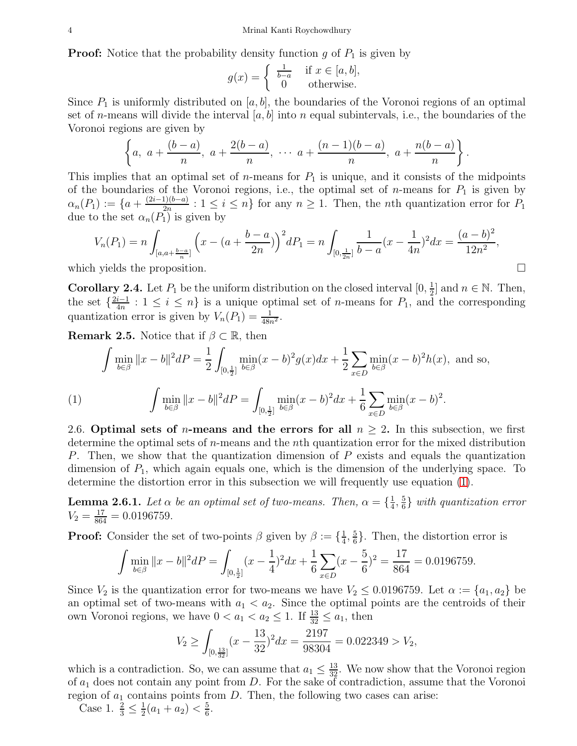**Proof:** Notice that the probability density function $g$ of $P_1$ is given by

$$g(x) = \left\{ \begin{array}{cl} \frac{1}{b-a} & \text{if } x \in [a, b], \\ 0 & \text{otherwise.} \end{array} \right.$$

Since $P_1$ is uniformly distributed on $[a, b]$, the boundaries of the Voronoi regions of an optimal set of $n$-means will divide the interval $[a, b]$ into $n$ equal subintervals, i.e., the boundaries of the Voronoi regions are given by

$$\Big\{a,\ a + \frac{(b-a)}{n},\ a + \frac{2(b-a)}{n},\ \cdots\ a + \frac{(n-1)(b-a)}{n},\ a + \frac{n(b-a)}{n}\Big\}.$$

This implies that an optimal set of $n$-means for $P_1$ is unique, and it consists of the midpoints of the boundaries of the Voronoi regions, i.e., the optimal set of $n$-means for $P_1$ is given by $\alpha_n(P_1) := \{a + \frac{(2i-1)(b-a)}{2n} : 1 \leq i \leq n\}$ for any $n \geq 1$. Then, the $n$th quantization error for $P_1$ due to the set $\alpha_n(P_1)$ is given by

$$V_n(P_1) = n \int_{[a, a+\frac{b-a}{n}]} \Big(x - (a + \frac{b-a}{2n})\Big)^2 dP_1 = n \int_{[0, \frac{1}{2n}]} \frac{1}{b-a}(x - \frac{1}{4n})^2 dx = \frac{(a-b)^2}{12n^2},$$

which yields the proposition. $\square$

**Corollary 2.4.** Let $P_1$ be the uniform distribution on the closed interval $[0, \frac{1}{2}]$ and $n \in \mathbb{N}$. Then, the set $\{\frac{2i-1}{4n} : 1 \leq i \leq n\}$ is a unique optimal set of $n$-means for $P_1$, and the corresponding quantization error is given by $V_n(P_1) = \frac{1}{48n^2}$.

**Remark 2.5.** Notice that if $\beta \subset \mathbb{R}$, then

$$\int \min_{b \in \beta} \|x - b\|^2 dP = \frac{1}{2} \int_{[0, \frac{1}{2}]} \min_{b \in \beta} (x-b)^2 g(x) dx + \frac{1}{2} \sum_{x \in D} \min_{b \in \beta} (x-b)^2 h(x), \text{ and so,}$$

$$\int \min_{b \in \beta} \|x - b\|^2 dP = \int_{[0, \frac{1}{2}]} \min_{b \in \beta} (x-b)^2 dx + \frac{1}{6} \sum_{x \in D} \min_{b \in \beta} (x-b)^2. \tag{1}$$

2.6. **Optimal sets of $n$-means and the errors for all $n \geq 2$.** In this subsection, we first determine the optimal sets of $n$-means and the $n$th quantization error for the mixed distribution $P$. Then, we show that the quantization dimension of $P$ exists and equals the quantization dimension of $P_1$, which again equals one, which is the dimension of the underlying space. To determine the distortion error in this subsection we will frequently use equation (1).

**Lemma 2.6.1.** *Let $\alpha$ be an optimal set of two-means. Then, $\alpha = \{\frac{1}{4}, \frac{5}{6}\}$ with quantization error $V_2 = \frac{17}{864} = 0.0196759$.*

**Proof:** Consider the set of two-points $\beta$ given by $\beta := \{\frac{1}{4}, \frac{5}{6}\}$. Then, the distortion error is

$$\int \min_{b \in \beta} \|x - b\|^2 dP = \int_{[0, \frac{1}{2}]} (x - \frac{1}{4})^2 dx + \frac{1}{6} \sum_{x \in D} (x - \frac{5}{6})^2 = \frac{17}{864} = 0.0196759.$$

Since $V_2$ is the quantization error for two-means we have $V_2 \leq 0.0196759$. Let $\alpha := \{a_1, a_2\}$ be an optimal set of two-means with $a_1 < a_2$. Since the optimal points are the centroids of their own Voronoi regions, we have $0 < a_1 < a_2 \leq 1$. If $\frac{13}{32} \leq a_1$, then

$$V_2 \geq \int_{[0, \frac{13}{32}]} (x - \frac{13}{32})^2 dx = \frac{2197}{98304} = 0.022349 > V_2,$$

which is a contradiction. So, we can assume that $a_1 \leq \frac{13}{32}$. We now show that the Voronoi region of $a_1$ does not contain any point from $D$. For the sake of contradiction, assume that the Voronoi region of $a_1$ contains points from $D$. Then, the following two cases can arise:

Case 1. $\frac{2}{3} \leq \frac{1}{2}(a_1 + a_2) < \frac{5}{6}$.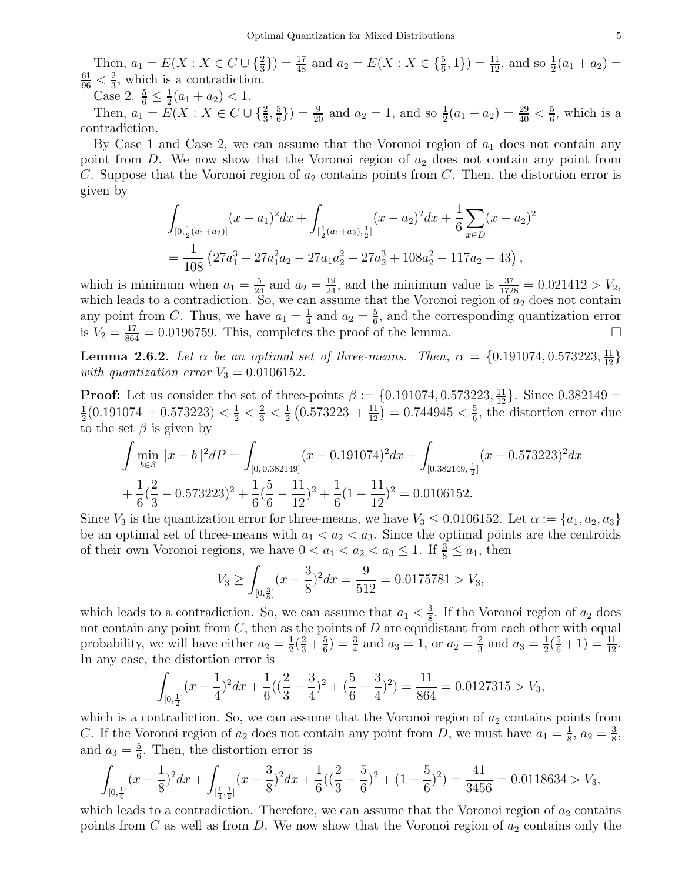Then, $a_1 = E(X : X \in C \cup \{\frac{2}{3}\}) = \frac{17}{48}$ and $a_2 = E(X : X \in \{\frac{5}{6}, 1\}) = \frac{11}{12}$, and so $\frac{1}{2}(a_1 + a_2) = \frac{61}{96} < \frac{2}{3}$, which is a contradiction.

Case 2. $\frac{5}{6} \leq \frac{1}{2}(a_1 + a_2) < 1$.

Then, $a_1 = E(X : X \in C \cup \{\frac{2}{3}, \frac{5}{6}\}) = \frac{9}{20}$ and $a_2 = 1$, and so $\frac{1}{2}(a_1 + a_2) = \frac{29}{40} < \frac{5}{6}$, which is a contradiction.

By Case 1 and Case 2, we can assume that the Voronoi region of $a_1$ does not contain any point from $D$. We now show that the Voronoi region of $a_2$ does not contain any point from $C$. Suppose that the Voronoi region of $a_2$ contains points from $C$. Then, the distortion error is given by

$$\int_{[0, \frac{1}{2}(a_1+a_2)]} (x - a_1)^2 dx + \int_{[\frac{1}{2}(a_1+a_2), \frac{1}{2}]} (x - a_2)^2 dx + \frac{1}{6} \sum_{x \in D} (x - a_2)^2$$
$$= \frac{1}{108} \left(27a_1^3 + 27a_1^2 a_2 - 27a_1 a_2^2 - 27a_2^3 + 108a_2^2 - 117a_2 + 43\right),$$

which is minimum when $a_1 = \frac{5}{24}$ and $a_2 = \frac{19}{24}$, and the minimum value is $\frac{37}{1728} = 0.021412 > V_2$, which leads to a contradiction. So, we can assume that the Voronoi region of $a_2$ does not contain any point from $C$. Thus, we have $a_1 = \frac{1}{4}$ and $a_2 = \frac{5}{6}$, and the corresponding quantization error is $V_2 = \frac{17}{864} = 0.0196759$. This, completes the proof of the lemma. □

**Lemma 2.6.2.** *Let $\alpha$ be an optimal set of three-means. Then, $\alpha = \{0.191074, 0.573223, \frac{11}{12}\}$ with quantization error $V_3 = 0.0106152$.*

**Proof:** Let us consider the set of three-points $\beta := \{0.191074, 0.573223, \frac{11}{12}\}$. Since $0.382149 = \frac{1}{2}(0.191074 + 0.573223) < \frac{1}{2} < \frac{2}{3} < \frac{1}{2}\left(0.573223 + \frac{11}{12}\right) = 0.744945 < \frac{5}{6}$, the distortion error due to the set $\beta$ is given by

$$\int \min_{b \in \beta} \|x - b\|^2 dP = \int_{[0,\, 0.382149]} (x - 0.191074)^2 dx + \int_{[0.382149,\, \frac{1}{2}]} (x - 0.573223)^2 dx$$
$$+ \frac{1}{6}(\frac{2}{3} - 0.573223)^2 + \frac{1}{6}(\frac{5}{6} - \frac{11}{12})^2 + \frac{1}{6}(1 - \frac{11}{12})^2 = 0.0106152.$$

Since $V_3$ is the quantization error for three-means, we have $V_3 \leq 0.0106152$. Let $\alpha := \{a_1, a_2, a_3\}$ be an optimal set of three-means with $a_1 < a_2 < a_3$. Since the optimal points are the centroids of their own Voronoi regions, we have $0 < a_1 < a_2 < a_3 \leq 1$. If $\frac{3}{8} \leq a_1$, then

$$V_3 \geq \int_{[0, \frac{3}{8}]} (x - \frac{3}{8})^2 dx = \frac{9}{512} = 0.0175781 > V_3,$$

which leads to a contradiction. So, we can assume that $a_1 < \frac{3}{8}$. If the Voronoi region of $a_2$ does not contain any point from $C$, then as the points of $D$ are equidistant from each other with equal probability, we will have either $a_2 = \frac{1}{2}(\frac{2}{3} + \frac{5}{6}) = \frac{3}{4}$ and $a_3 = 1$, or $a_2 = \frac{2}{3}$ and $a_3 = \frac{1}{2}(\frac{5}{6} + 1) = \frac{11}{12}$. In any case, the distortion error is

$$\int_{[0, \frac{1}{2}]} (x - \frac{1}{4})^2 dx + \frac{1}{6}((\frac{2}{3} - \frac{3}{4})^2 + (\frac{5}{6} - \frac{3}{4})^2) = \frac{11}{864} = 0.0127315 > V_3,$$

which is a contradiction. So, we can assume that the Voronoi region of $a_2$ contains points from $C$. If the Voronoi region of $a_2$ does not contain any point from $D$, we must have $a_1 = \frac{1}{8}$, $a_2 = \frac{3}{8}$, and $a_3 = \frac{5}{6}$. Then, the distortion error is

$$\int_{[0, \frac{1}{4}]} (x - \frac{1}{8})^2 dx + \int_{[\frac{1}{4}, \frac{1}{2}]} (x - \frac{3}{8})^2 dx + \frac{1}{6}((\frac{2}{3} - \frac{5}{6})^2 + (1 - \frac{5}{6})^2) = \frac{41}{3456} = 0.0118634 > V_3,$$

which leads to a contradiction. Therefore, we can assume that the Voronoi region of $a_2$ contains points from $C$ as well as from $D$. We now show that the Voronoi region of $a_2$ contains only the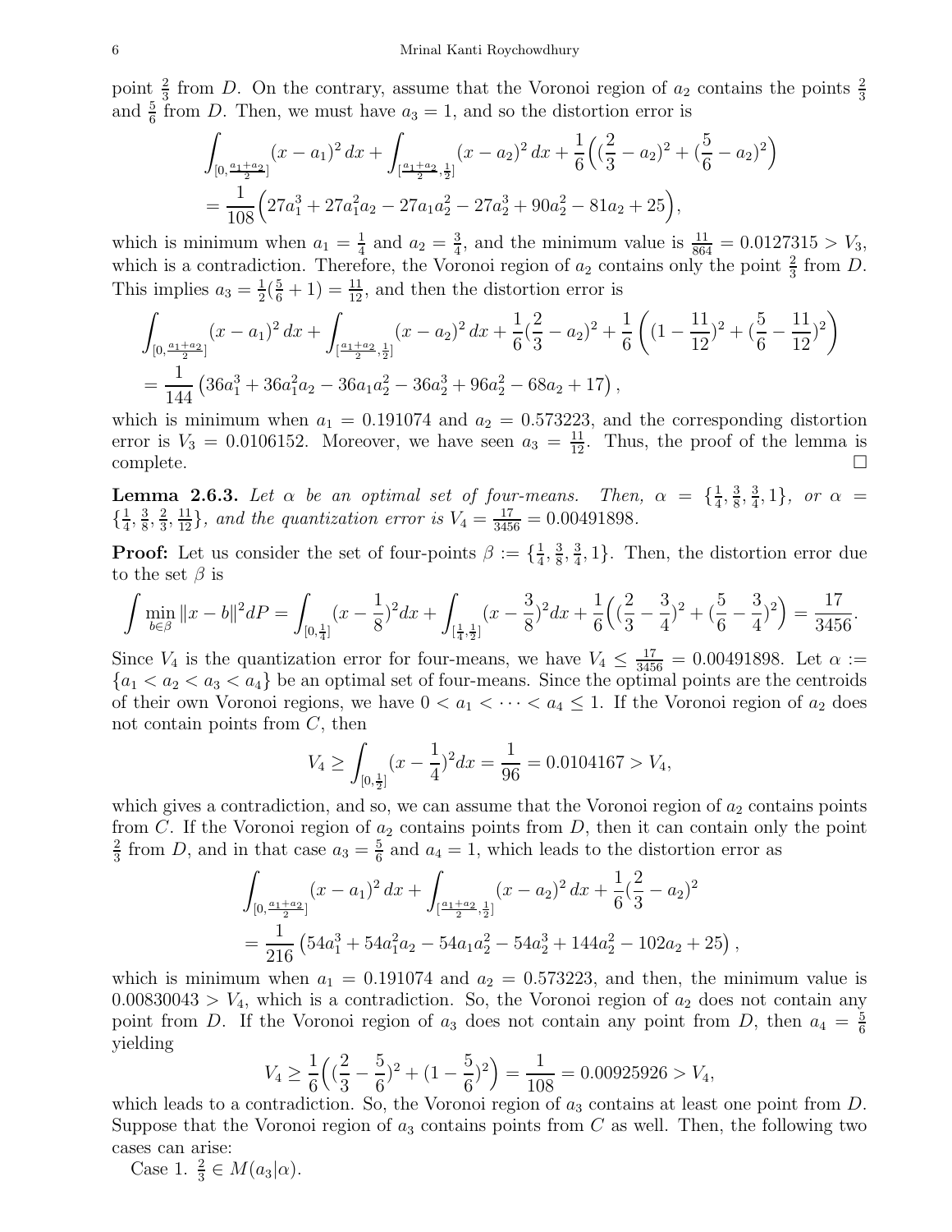point $\frac{2}{3}$ from $D$. On the contrary, assume that the Voronoi region of $a_2$ contains the points $\frac{2}{3}$ and $\frac{5}{6}$ from $D$. Then, we must have $a_3 = 1$, and so the distortion error is

$$\int_{[0,\frac{a_1+a_2}{2}]}(x-a_1)^2\,dx + \int_{[\frac{a_1+a_2}{2},\frac{1}{2}]}(x-a_2)^2\,dx + \frac{1}{6}\Big((\frac{2}{3}-a_2)^2 + (\frac{5}{6}-a_2)^2\Big)$$
$$= \frac{1}{108}\Big(27a_1^3 + 27a_1^2a_2 - 27a_1a_2^2 - 27a_2^3 + 90a_2^2 - 81a_2 + 25\Big),$$

which is minimum when $a_1 = \frac{1}{4}$ and $a_2 = \frac{3}{4}$, and the minimum value is $\frac{11}{864} = 0.0127315 > V_3$, which is a contradiction. Therefore, the Voronoi region of $a_2$ contains only the point $\frac{2}{3}$ from $D$. This implies $a_3 = \frac{1}{2}(\frac{5}{6}+1) = \frac{11}{12}$, and then the distortion error is

$$\int_{[0,\frac{a_1+a_2}{2}]}(x-a_1)^2\,dx + \int_{[\frac{a_1+a_2}{2},\frac{1}{2}]}(x-a_2)^2\,dx + \frac{1}{6}(\frac{2}{3}-a_2)^2 + \frac{1}{6}\left((1-\frac{11}{12})^2 + (\frac{5}{6}-\frac{11}{12})^2\right)$$
$$= \frac{1}{144}\left(36a_1^3 + 36a_1^2a_2 - 36a_1a_2^2 - 36a_2^3 + 96a_2^2 - 68a_2 + 17\right),$$

which is minimum when $a_1 = 0.191074$ and $a_2 = 0.573223$, and the corresponding distortion error is $V_3 = 0.0106152$. Moreover, we have seen $a_3 = \frac{11}{12}$. Thus, the proof of the lemma is complete. $\square$

**Lemma 2.6.3.** *Let $\alpha$ be an optimal set of four-means. Then, $\alpha = \{\frac{1}{4}, \frac{3}{8}, \frac{3}{4}, 1\}$, or $\alpha = \{\frac{1}{4}, \frac{3}{8}, \frac{2}{3}, \frac{11}{12}\}$, and the quantization error is $V_4 = \frac{17}{3456} = 0.00491898$.*

**Proof:** Let us consider the set of four-points $\beta := \{\frac{1}{4}, \frac{3}{8}, \frac{3}{4}, 1\}$. Then, the distortion error due to the set $\beta$ is

$$\int \min_{b\in\beta}\|x-b\|^2 dP = \int_{[0,\frac{1}{4}]}(x-\frac{1}{8})^2dx + \int_{[\frac{1}{4},\frac{1}{2}]}(x-\frac{3}{8})^2dx + \frac{1}{6}\Big((\frac{2}{3}-\frac{3}{4})^2 + (\frac{5}{6}-\frac{3}{4})^2\Big) = \frac{17}{3456}.$$

Since $V_4$ is the quantization error for four-means, we have $V_4 \leq \frac{17}{3456} = 0.00491898$. Let $\alpha := \{a_1 < a_2 < a_3 < a_4\}$ be an optimal set of four-means. Since the optimal points are the centroids of their own Voronoi regions, we have $0 < a_1 < \cdots < a_4 \leq 1$. If the Voronoi region of $a_2$ does not contain points from $C$, then

$$V_4 \geq \int_{[0,\frac{1}{2}]}(x-\frac{1}{4})^2dx = \frac{1}{96} = 0.0104167 > V_4,$$

which gives a contradiction, and so, we can assume that the Voronoi region of $a_2$ contains points from $C$. If the Voronoi region of $a_2$ contains points from $D$, then it can contain only the point $\frac{2}{3}$ from $D$, and in that case $a_3 = \frac{5}{6}$ and $a_4 = 1$, which leads to the distortion error as

$$\int_{[0,\frac{a_1+a_2}{2}]}(x-a_1)^2\,dx + \int_{[\frac{a_1+a_2}{2},\frac{1}{2}]}(x-a_2)^2\,dx + \frac{1}{6}(\frac{2}{3}-a_2)^2$$
$$= \frac{1}{216}\left(54a_1^3 + 54a_1^2a_2 - 54a_1a_2^2 - 54a_2^3 + 144a_2^2 - 102a_2 + 25\right),$$

which is minimum when $a_1 = 0.191074$ and $a_2 = 0.573223$, and then, the minimum value is $0.00830043 > V_4$, which is a contradiction. So, the Voronoi region of $a_2$ does not contain any point from $D$. If the Voronoi region of $a_3$ does not contain any point from $D$, then $a_4 = \frac{5}{6}$ yielding

$$V_4 \geq \frac{1}{6}\Big((\frac{2}{3}-\frac{5}{6})^2 + (1-\frac{5}{6})^2\Big) = \frac{1}{108} = 0.00925926 > V_4,$$

which leads to a contradiction. So, the Voronoi region of $a_3$ contains at least one point from $D$. Suppose that the Voronoi region of $a_3$ contains points from $C$ as well. Then, the following two cases can arise:

Case 1. $\frac{2}{3} \in M(a_3|\alpha)$.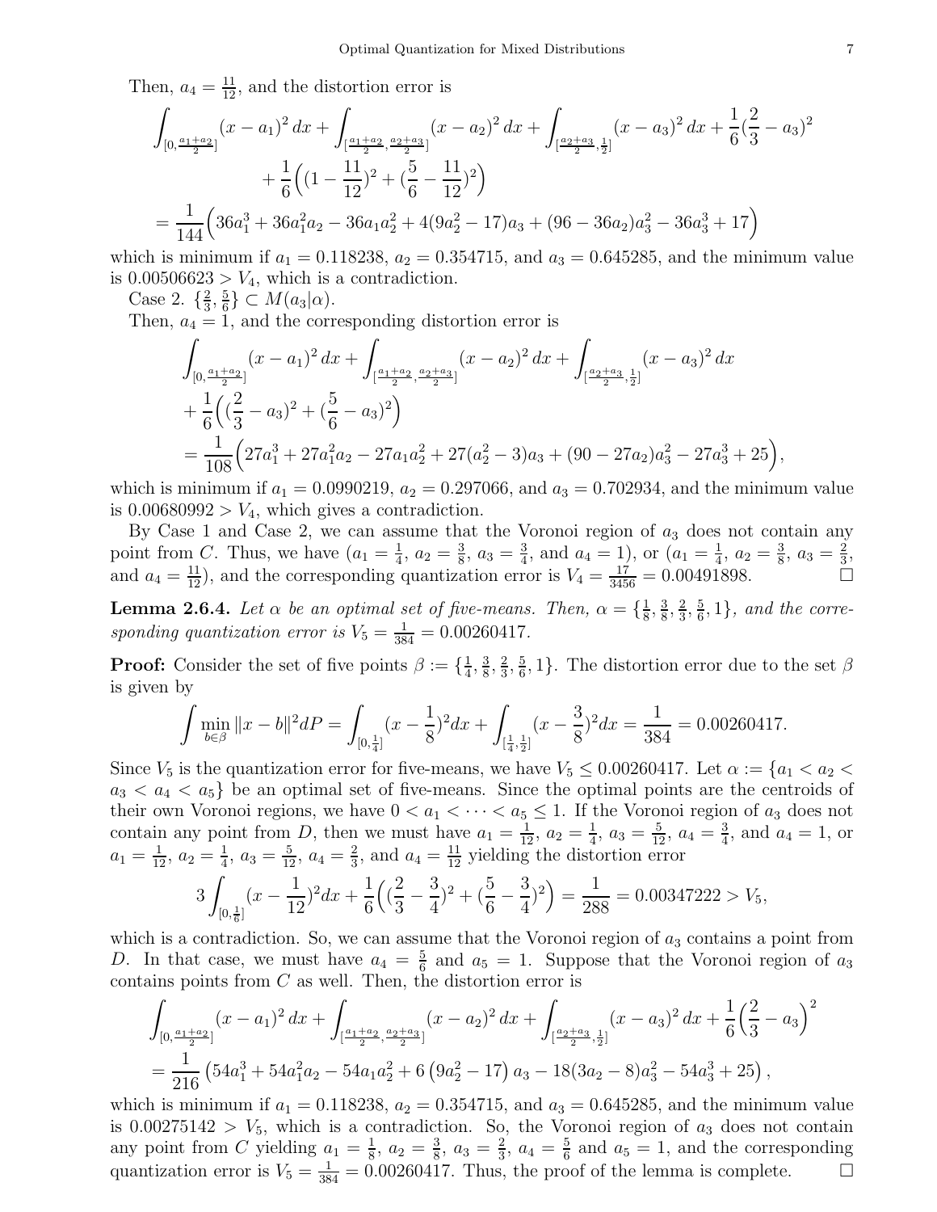Then, $a_4 = \frac{11}{12}$, and the distortion error is

$$\int_{[0, \frac{a_1+a_2}{2}]} (x - a_1)^2 \, dx + \int_{[\frac{a_1+a_2}{2}, \frac{a_2+a_3}{2}]} (x - a_2)^2 \, dx + \int_{[\frac{a_2+a_3}{2}, \frac{1}{2}]} (x - a_3)^2 \, dx + \frac{1}{6}(\frac{2}{3} - a_3)^2$$
$$+ \frac{1}{6}\Big((1 - \frac{11}{12})^2 + (\frac{5}{6} - \frac{11}{12})^2\Big)$$
$$= \frac{1}{144}\Big(36a_1^3 + 36a_1^2 a_2 - 36a_1 a_2^2 + 4(9a_2^2 - 17)a_3 + (96 - 36a_2)a_3^2 - 36a_3^3 + 17\Big)$$

which is minimum if $a_1 = 0.118238$, $a_2 = 0.354715$, and $a_3 = 0.645285$, and the minimum value is $0.00506623 > V_4$, which is a contradiction.

Case 2. $\{\frac{2}{3}, \frac{5}{6}\} \subset M(a_3|\alpha)$.

Then, $a_4 = 1$, and the corresponding distortion error is

$$\int_{[0, \frac{a_1+a_2}{2}]} (x - a_1)^2 \, dx + \int_{[\frac{a_1+a_2}{2}, \frac{a_2+a_3}{2}]} (x - a_2)^2 \, dx + \int_{[\frac{a_2+a_3}{2}, \frac{1}{2}]} (x - a_3)^2 \, dx$$
$$+ \frac{1}{6}\Big((\frac{2}{3} - a_3)^2 + (\frac{5}{6} - a_3)^2\Big)$$
$$= \frac{1}{108}\Big(27a_1^3 + 27a_1^2 a_2 - 27a_1 a_2^2 + 27(a_2^2 - 3)a_3 + (90 - 27a_2)a_3^2 - 27a_3^3 + 25\Big),$$

which is minimum if $a_1 = 0.0990219$, $a_2 = 0.297066$, and $a_3 = 0.702934$, and the minimum value is $0.00680992 > V_4$, which gives a contradiction.

By Case 1 and Case 2, we can assume that the Voronoi region of $a_3$ does not contain any point from $C$. Thus, we have ($a_1 = \frac{1}{4}$, $a_2 = \frac{3}{8}$, $a_3 = \frac{3}{4}$, and $a_4 = 1$), or ($a_1 = \frac{1}{4}$, $a_2 = \frac{3}{8}$, $a_3 = \frac{2}{3}$, and $a_4 = \frac{11}{12}$), and the corresponding quantization error is $V_4 = \frac{17}{3456} = 0.00491898$. ☐

**Lemma 2.6.4.** *Let $\alpha$ be an optimal set of five-means. Then, $\alpha = \{\frac{1}{8}, \frac{3}{8}, \frac{2}{3}, \frac{5}{6}, 1\}$, and the corresponding quantization error is $V_5 = \frac{1}{384} = 0.00260417$.*

**Proof:** Consider the set of five points $\beta := \{\frac{1}{4}, \frac{3}{8}, \frac{2}{3}, \frac{5}{6}, 1\}$. The distortion error due to the set $\beta$ is given by

$$\int \min_{b \in \beta} \|x - b\|^2 dP = \int_{[0, \frac{1}{4}]} (x - \frac{1}{8})^2 dx + \int_{[\frac{1}{4}, \frac{1}{2}]} (x - \frac{3}{8})^2 dx = \frac{1}{384} = 0.00260417.$$

Since $V_5$ is the quantization error for five-means, we have $V_5 \leq 0.00260417$. Let $\alpha := \{a_1 < a_2 < a_3 < a_4 < a_5\}$ be an optimal set of five-means. Since the optimal points are the centroids of their own Voronoi regions, we have $0 < a_1 < \cdots < a_5 \leq 1$. If the Voronoi region of $a_3$ does not contain any point from $D$, then we must have $a_1 = \frac{1}{12}$, $a_2 = \frac{1}{4}$, $a_3 = \frac{5}{12}$, $a_4 = \frac{3}{4}$, and $a_4 = 1$, or $a_1 = \frac{1}{12}$, $a_2 = \frac{1}{4}$, $a_3 = \frac{5}{12}$, $a_4 = \frac{2}{3}$, and $a_4 = \frac{11}{12}$ yielding the distortion error

$$3 \int_{[0, \frac{1}{6}]} (x - \frac{1}{12})^2 dx + \frac{1}{6}\Big((\frac{2}{3} - \frac{3}{4})^2 + (\frac{5}{6} - \frac{3}{4})^2\Big) = \frac{1}{288} = 0.00347222 > V_5,$$

which is a contradiction. So, we can assume that the Voronoi region of $a_3$ contains a point from $D$. In that case, we must have $a_4 = \frac{5}{6}$ and $a_5 = 1$. Suppose that the Voronoi region of $a_3$ contains points from $C$ as well. Then, the distortion error is

$$\int_{[0, \frac{a_1+a_2}{2}]} (x - a_1)^2 \, dx + \int_{[\frac{a_1+a_2}{2}, \frac{a_2+a_3}{2}]} (x - a_2)^2 \, dx + \int_{[\frac{a_2+a_3}{2}, \frac{1}{2}]} (x - a_3)^2 \, dx + \frac{1}{6}\Big(\frac{2}{3} - a_3\Big)^2$$
$$= \frac{1}{216}\left(54a_1^3 + 54a_1^2 a_2 - 54a_1 a_2^2 + 6\left(9a_2^2 - 17\right)a_3 - 18(3a_2 - 8)a_3^2 - 54a_3^3 + 25\right),$$

which is minimum if $a_1 = 0.118238$, $a_2 = 0.354715$, and $a_3 = 0.645285$, and the minimum value is $0.00275142 > V_5$, which is a contradiction. So, the Voronoi region of $a_3$ does not contain any point from $C$ yielding $a_1 = \frac{1}{8}$, $a_2 = \frac{3}{8}$, $a_3 = \frac{2}{3}$, $a_4 = \frac{5}{6}$ and $a_5 = 1$, and the corresponding quantization error is $V_5 = \frac{1}{384} = 0.00260417$. Thus, the proof of the lemma is complete. ☐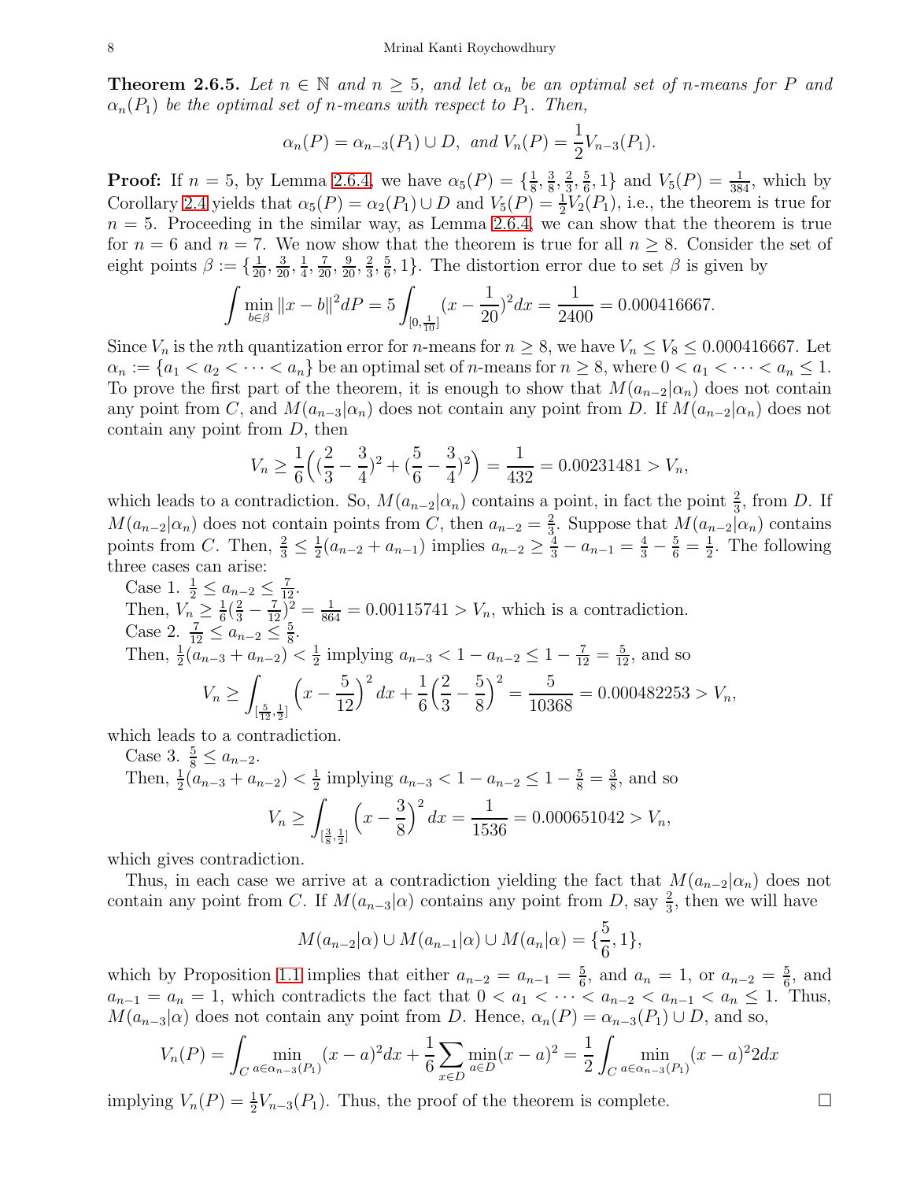**Theorem 2.6.5.** *Let $n \in \mathbb{N}$ and $n \geq 5$, and let $\alpha_n$ be an optimal set of $n$-means for $P$ and $\alpha_n(P_1)$ be the optimal set of $n$-means with respect to $P_1$. Then,*

$$\alpha_n(P) = \alpha_{n-3}(P_1) \cup D, \text{ and } V_n(P) = \frac{1}{2} V_{n-3}(P_1).$$

**Proof:** If $n = 5$, by Lemma 2.6.4, we have $\alpha_5(P) = \{\frac{1}{8}, \frac{3}{8}, \frac{2}{3}, \frac{5}{6}, 1\}$ and $V_5(P) = \frac{1}{384}$, which by Corollary 2.4 yields that $\alpha_5(P) = \alpha_2(P_1) \cup D$ and $V_5(P) = \frac{1}{2} V_2(P_1)$, i.e., the theorem is true for $n = 5$. Proceeding in the similar way, as Lemma 2.6.4, we can show that the theorem is true for $n = 6$ and $n = 7$. We now show that the theorem is true for all $n \geq 8$. Consider the set of eight points $\beta := \{\frac{1}{20}, \frac{3}{20}, \frac{1}{4}, \frac{7}{20}, \frac{9}{20}, \frac{2}{3}, \frac{5}{6}, 1\}$. The distortion error due to set $\beta$ is given by

$$\int \min_{b \in \beta} \|x - b\|^2 dP = 5 \int_{[0, \frac{1}{10}]} (x - \frac{1}{20})^2 dx = \frac{1}{2400} = 0.000416667.$$

Since $V_n$ is the $n$th quantization error for $n$-means for $n \geq 8$, we have $V_n \leq V_8 \leq 0.000416667$. Let $\alpha_n := \{a_1 < a_2 < \cdots < a_n\}$ be an optimal set of $n$-means for $n \geq 8$, where $0 < a_1 < \cdots < a_n \leq 1$. To prove the first part of the theorem, it is enough to show that $M(a_{n-2}|\alpha_n)$ does not contain any point from $C$, and $M(a_{n-3}|\alpha_n)$ does not contain any point from $D$. If $M(a_{n-2}|\alpha_n)$ does not contain any point from $D$, then

$$V_n \geq \frac{1}{6}\Big((\frac{2}{3} - \frac{3}{4})^2 + (\frac{5}{6} - \frac{3}{4})^2\Big) = \frac{1}{432} = 0.00231481 > V_n,$$

which leads to a contradiction. So, $M(a_{n-2}|\alpha_n)$ contains a point, in fact the point $\frac{2}{3}$, from $D$. If $M(a_{n-2}|\alpha_n)$ does not contain points from $C$, then $a_{n-2} = \frac{2}{3}$. Suppose that $M(a_{n-2}|\alpha_n)$ contains points from $C$. Then, $\frac{2}{3} \leq \frac{1}{2}(a_{n-2} + a_{n-1})$ implies $a_{n-2} \geq \frac{4}{3} - a_{n-1} = \frac{4}{3} - \frac{5}{6} = \frac{1}{2}$. The following three cases can arise:

Case 1. $\frac{1}{2} \leq a_{n-2} \leq \frac{7}{12}$.

Then, $V_n \geq \frac{1}{6}(\frac{2}{3} - \frac{7}{12})^2 = \frac{1}{864} = 0.00115741 > V_n$, which is a contradiction.

Case 2. $\frac{7}{12} \leq a_{n-2} \leq \frac{5}{8}$.

Then, $\frac{1}{2}(a_{n-3} + a_{n-2}) < \frac{1}{2}$ implying $a_{n-3} < 1 - a_{n-2} \leq 1 - \frac{7}{12} = \frac{5}{12}$, and so

$$V_n \geq \int_{[\frac{5}{12}, \frac{1}{2}]} \Big(x - \frac{5}{12}\Big)^2 dx + \frac{1}{6}\Big(\frac{2}{3} - \frac{5}{8}\Big)^2 = \frac{5}{10368} = 0.000482253 > V_n,$$

which leads to a contradiction.

Case 3. $\frac{5}{8} \leq a_{n-2}$.

Then, $\frac{1}{2}(a_{n-3} + a_{n-2}) < \frac{1}{2}$ implying $a_{n-3} < 1 - a_{n-2} \leq 1 - \frac{5}{8} = \frac{3}{8}$, and so

$$V_n \geq \int_{[\frac{3}{8}, \frac{1}{2}]} \Big(x - \frac{3}{8}\Big)^2 dx = \frac{1}{1536} = 0.000651042 > V_n,$$

which gives contradiction.

Thus, in each case we arrive at a contradiction yielding the fact that $M(a_{n-2}|\alpha_n)$ does not contain any point from $C$. If $M(a_{n-3}|\alpha)$ contains any point from $D$, say $\frac{2}{3}$, then we will have

$$M(a_{n-2}|\alpha) \cup M(a_{n-1}|\alpha) \cup M(a_n|\alpha) = \{\frac{5}{6}, 1\},$$

which by Proposition 1.1 implies that either $a_{n-2} = a_{n-1} = \frac{5}{6}$, and $a_n = 1$, or $a_{n-2} = \frac{5}{6}$, and $a_{n-1} = a_n = 1$, which contradicts the fact that $0 < a_1 < \cdots < a_{n-2} < a_{n-1} < a_n \leq 1$. Thus, $M(a_{n-3}|\alpha)$ does not contain any point from $D$. Hence, $\alpha_n(P) = \alpha_{n-3}(P_1) \cup D$, and so,

$$V_n(P) = \int_C \min_{a \in \alpha_{n-3}(P_1)} (x - a)^2 dx + \frac{1}{6} \sum_{x \in D} \min_{a \in D} (x - a)^2 = \frac{1}{2} \int_C \min_{a \in \alpha_{n-3}(P_1)} (x - a)^2 2dx$$

implying $V_n(P) = \frac{1}{2} V_{n-3}(P_1)$. Thus, the proof of the theorem is complete. $\square$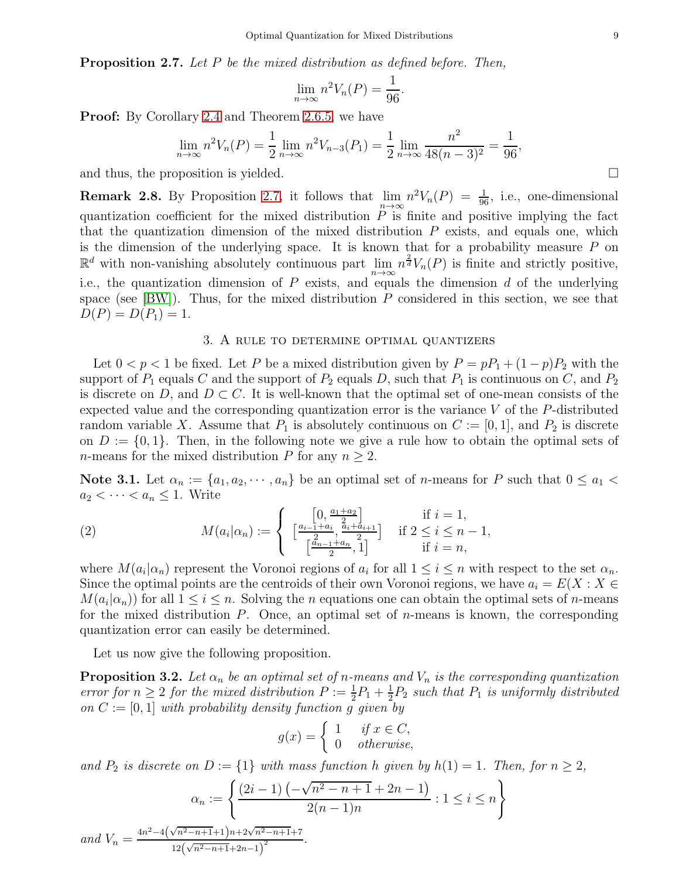**Proposition 2.7.** *Let $P$ be the mixed distribution as defined before. Then,*

$$\lim_{n\to\infty} n^2 V_n(P) = \frac{1}{96}.$$

**Proof:** By Corollary 2.4 and Theorem 2.6.5, we have

$$\lim_{n\to\infty} n^2 V_n(P) = \frac{1}{2}\lim_{n\to\infty} n^2 V_{n-3}(P_1) = \frac{1}{2}\lim_{n\to\infty} \frac{n^2}{48(n-3)^2} = \frac{1}{96},$$

and thus, the proposition is yielded. $\square$

**Remark 2.8.** By Proposition 2.7, it follows that $\lim_{n\to\infty} n^2 V_n(P) = \frac{1}{96}$, i.e., one-dimensional quantization coefficient for the mixed distribution $P$ is finite and positive implying the fact that the quantization dimension of the mixed distribution $P$ exists, and equals one, which is the dimension of the underlying space. It is known that for a probability measure $P$ on $\mathbb{R}^d$ with non-vanishing absolutely continuous part $\lim_{n\to\infty} n^{\frac{2}{d}} V_n(P)$ is finite and strictly positive, i.e., the quantization dimension of $P$ exists, and equals the dimension $d$ of the underlying space (see [BW]). Thus, for the mixed distribution $P$ considered in this section, we see that $D(P) = D(P_1) = 1$.

## 3. A rule to determine optimal quantizers

Let $0 < p < 1$ be fixed. Let $P$ be a mixed distribution given by $P = pP_1 + (1-p)P_2$ with the support of $P_1$ equals $C$ and the support of $P_2$ equals $D$, such that $P_1$ is continuous on $C$, and $P_2$ is discrete on $D$, and $D \subset C$. It is well-known that the optimal set of one-mean consists of the expected value and the corresponding quantization error is the variance $V$ of the $P$-distributed random variable $X$. Assume that $P_1$ is absolutely continuous on $C := [0, 1]$, and $P_2$ is discrete on $D := \{0, 1\}$. Then, in the following note we give a rule how to obtain the optimal sets of $n$-means for the mixed distribution $P$ for any $n \geq 2$.

**Note 3.1.** Let $\alpha_n := \{a_1, a_2, \cdots, a_n\}$ be an optimal set of $n$-means for $P$ such that $0 \leq a_1 < a_2 < \cdots < a_n \leq 1$. Write

$$M(a_i|\alpha_n) := \left\{ \begin{array}{cc} \left[0, \frac{a_1+a_2}{2}\right] & \text{if } i = 1, \\ \left[\frac{a_{i-1}+a_i}{2}, \frac{a_i+a_{i+1}}{2}\right] & \text{if } 2 \leq i \leq n-1, \\ \left[\frac{a_{n-1}+a_n}{2}, 1\right] & \text{if } i = n, \end{array} \right. \tag{2}$$

where $M(a_i|\alpha_n)$ represent the Voronoi regions of $a_i$ for all $1 \leq i \leq n$ with respect to the set $\alpha_n$. Since the optimal points are the centroids of their own Voronoi regions, we have $a_i = E(X : X \in M(a_i|\alpha_n))$ for all $1 \leq i \leq n$. Solving the $n$ equations one can obtain the optimal sets of $n$-means for the mixed distribution $P$. Once, an optimal set of $n$-means is known, the corresponding quantization error can easily be determined.

Let us now give the following proposition.

**Proposition 3.2.** *Let $\alpha_n$ be an optimal set of $n$-means and $V_n$ is the corresponding quantization error for $n \geq 2$ for the mixed distribution $P := \frac{1}{2}P_1 + \frac{1}{2}P_2$ such that $P_1$ is uniformly distributed on $C := [0, 1]$ with probability density function $g$ given by*

$$g(x) = \left\{ \begin{array}{cc} 1 & \textit{if } x \in C, \\ 0 & \textit{otherwise}, \end{array} \right.$$

*and $P_2$ is discrete on $D := \{1\}$ with mass function $h$ given by $h(1) = 1$. Then, for $n \geq 2$,*

$$\alpha_n := \left\{ \frac{(2i-1)\left(-\sqrt{n^2-n+1} + 2n - 1\right)}{2(n-1)n} : 1 \leq i \leq n \right\}$$

*and* $V_n = \frac{4n^2 - 4\left(\sqrt{n^2-n+1}+1\right)n + 2\sqrt{n^2-n+1} + 7}{12\left(\sqrt{n^2-n+1}+2n-1\right)^2}$.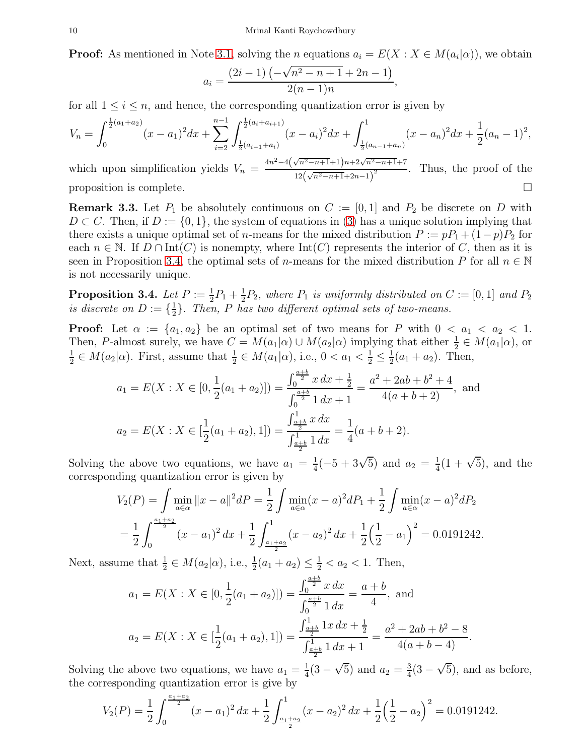**Proof:** As mentioned in Note 3.1, solving the $n$ equations $a_i = E(X : X \in M(a_i|\alpha))$, we obtain

$$a_i = \frac{(2i-1)\left(-\sqrt{n^2-n+1}+2n-1\right)}{2(n-1)n},$$

for all $1 \leq i \leq n$, and hence, the corresponding quantization error is given by

$$V_n = \int_0^{\frac{1}{2}(a_1+a_2)} (x-a_1)^2 dx + \sum_{i=2}^{n-1} \int_{\frac{1}{2}(a_{i-1}+a_i)}^{\frac{1}{2}(a_i+a_{i+1})} (x-a_i)^2 dx + \int_{\frac{1}{2}(a_{n-1}+a_n)}^1 (x-a_n)^2 dx + \frac{1}{2}(a_n-1)^2,$$

which upon simplification yields $V_n = \frac{4n^2-4\left(\sqrt{n^2-n+1}+1\right)n+2\sqrt{n^2-n+1}+7}{12\left(\sqrt{n^2-n+1}+2n-1\right)^2}$. Thus, the proof of the proposition is complete. $\square$

**Remark 3.3.** Let $P_1$ be absolutely continuous on $C := [0,1]$ and $P_2$ be discrete on $D$ with $D \subset C$. Then, if $D := \{0,1\}$, the system of equations in (3) has a unique solution implying that there exists a unique optimal set of $n$-means for the mixed distribution $P := pP_1 + (1-p)P_2$ for each $n \in \mathbb{N}$. If $D \cap \text{Int}(C)$ is nonempty, where $\text{Int}(C)$ represents the interior of $C$, then as it is seen in Proposition 3.4, the optimal sets of $n$-means for the mixed distribution $P$ for all $n \in \mathbb{N}$ is not necessarily unique.

**Proposition 3.4.** *Let $P := \frac{1}{2}P_1 + \frac{1}{2}P_2$, where $P_1$ is uniformly distributed on $C := [0,1]$ and $P_2$ is discrete on $D := \{\frac{1}{2}\}$. Then, $P$ has two different optimal sets of two-means.*

**Proof:** Let $\alpha := \{a_1, a_2\}$ be an optimal set of two means for $P$ with $0 < a_1 < a_2 < 1$. Then, $P$-almost surely, we have $C = M(a_1|\alpha) \cup M(a_2|\alpha)$ implying that either $\frac{1}{2} \in M(a_1|\alpha)$, or $\frac{1}{2} \in M(a_2|\alpha)$. First, assume that $\frac{1}{2} \in M(a_1|\alpha)$, i.e., $0 < a_1 < \frac{1}{2} \leq \frac{1}{2}(a_1+a_2)$. Then,

$$a_1 = E(X : X \in [0, \frac{1}{2}(a_1+a_2)]) = \frac{\int_0^{\frac{a+b}{2}} x\,dx + \frac{1}{2}}{\int_0^{\frac{a+b}{2}} 1\,dx + 1} = \frac{a^2+2ab+b^2+4}{4(a+b+2)}, \text{ and}$$

$$a_2 = E(X : X \in [\frac{1}{2}(a_1+a_2), 1]) = \frac{\int_{\frac{a+b}{2}}^1 x\,dx}{\int_{\frac{a+b}{2}}^1 1\,dx} = \frac{1}{4}(a+b+2).$$

Solving the above two equations, we have $a_1 = \frac{1}{4}(-5+3\sqrt{5})$ and $a_2 = \frac{1}{4}(1+\sqrt{5})$, and the corresponding quantization error is given by

$$V_2(P) = \int \min_{a\in\alpha} \|x-a\|^2 dP = \frac{1}{2}\int \min_{a\in\alpha}(x-a)^2 dP_1 + \frac{1}{2}\int \min_{a\in\alpha}(x-a)^2 dP_2$$

$$= \frac{1}{2}\int_0^{\frac{a_1+a_2}{2}} (x-a_1)^2\,dx + \frac{1}{2}\int_{\frac{a_1+a_2}{2}}^1 (x-a_2)^2\,dx + \frac{1}{2}\Big(\frac{1}{2}-a_1\Big)^2 = 0.0191242.$$

Next, assume that $\frac{1}{2} \in M(a_2|\alpha)$, i.e., $\frac{1}{2}(a_1+a_2) \leq \frac{1}{2} < a_2 < 1$. Then,

$$a_1 = E(X : X \in [0, \frac{1}{2}(a_1+a_2)]) = \frac{\int_0^{\frac{a+b}{2}} x\,dx}{\int_0^{\frac{a+b}{2}} 1\,dx} = \frac{a+b}{4}, \text{ and}$$

$$a_2 = E(X : X \in [\frac{1}{2}(a_1+a_2), 1]) = \frac{\int_{\frac{a+b}{2}}^1 1x\,dx + \frac{1}{2}}{\int_{\frac{a+b}{2}}^1 1\,dx + 1} = \frac{a^2+2ab+b^2-8}{4(a+b-4)}.$$

Solving the above two equations, we have $a_1 = \frac{1}{4}(3-\sqrt{5})$ and $a_2 = \frac{3}{4}(3-\sqrt{5})$, and as before, the corresponding quantization error is give by

$$V_2(P) = \frac{1}{2}\int_0^{\frac{a_1+a_2}{2}} (x-a_1)^2\,dx + \frac{1}{2}\int_{\frac{a_1+a_2}{2}}^1 (x-a_2)^2\,dx + \frac{1}{2}\Big(\frac{1}{2}-a_2\Big)^2 = 0.0191242.$$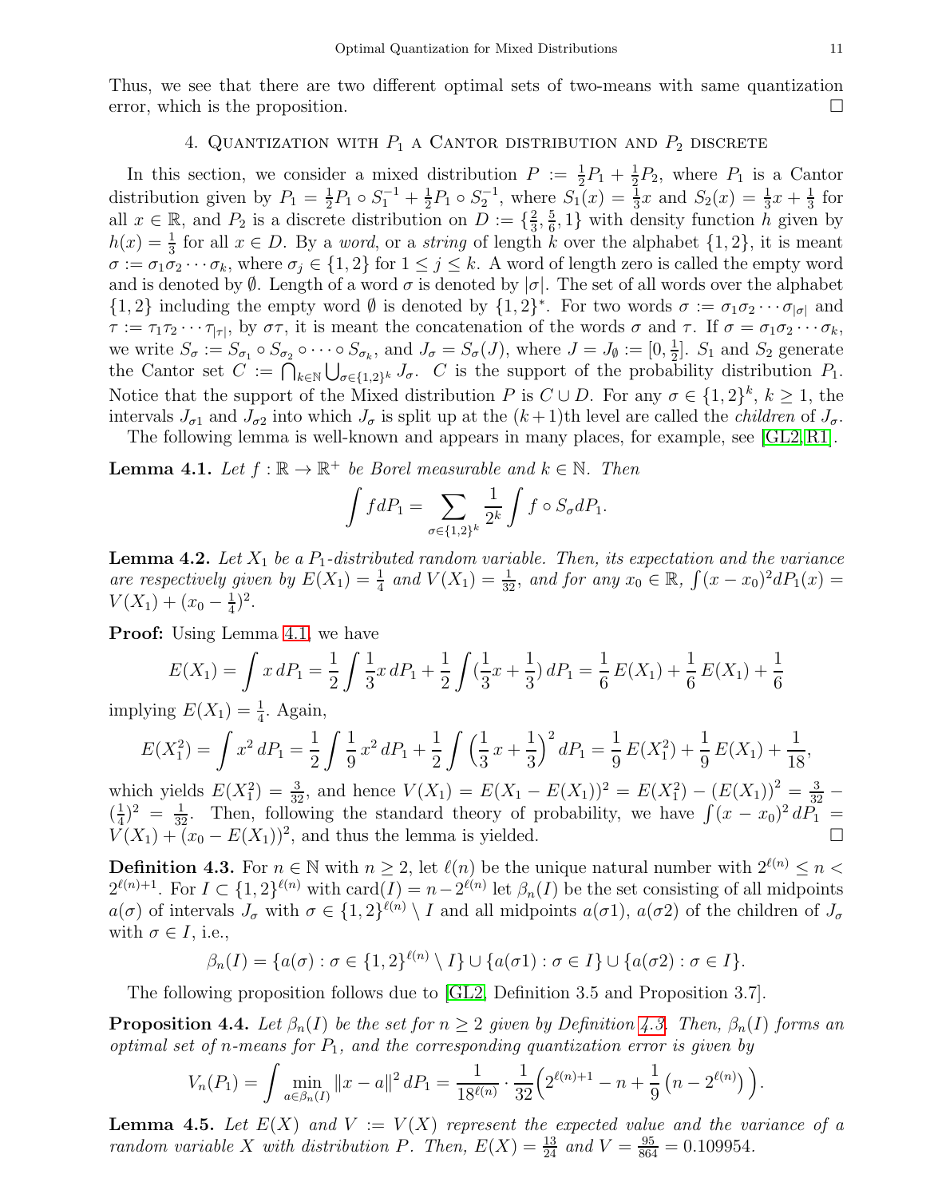Thus, we see that there are two different optimal sets of two-means with same quantization error, which is the proposition. $\square$

## 4. Quantization with $P_1$ a Cantor distribution and $P_2$ discrete

In this section, we consider a mixed distribution $P := \frac{1}{2}P_1 + \frac{1}{2}P_2$, where $P_1$ is a Cantor distribution given by $P_1 = \frac{1}{2}P_1 \circ S_1^{-1} + \frac{1}{2}P_1 \circ S_2^{-1}$, where $S_1(x) = \frac{1}{3}x$ and $S_2(x) = \frac{1}{3}x + \frac{1}{3}$ for all $x \in \mathbb{R}$, and $P_2$ is a discrete distribution on $D := \{\frac{2}{3}, \frac{5}{6}, 1\}$ with density function $h$ given by $h(x) = \frac{1}{3}$ for all $x \in D$. By a *word*, or a *string* of length $k$ over the alphabet $\{1, 2\}$, it is meant $\sigma := \sigma_1\sigma_2 \cdots \sigma_k$, where $\sigma_j \in \{1, 2\}$ for $1 \leq j \leq k$. A word of length zero is called the empty word and is denoted by $\emptyset$. Length of a word $\sigma$ is denoted by $|\sigma|$. The set of all words over the alphabet $\{1, 2\}$ including the empty word $\emptyset$ is denoted by $\{1, 2\}^*$. For two words $\sigma := \sigma_1\sigma_2 \cdots \sigma_{|\sigma|}$ and $\tau := \tau_1\tau_2 \cdots \tau_{|\tau|}$, by $\sigma\tau$, it is meant the concatenation of the words $\sigma$ and $\tau$. If $\sigma = \sigma_1\sigma_2 \cdots \sigma_k$, we write $S_\sigma := S_{\sigma_1} \circ S_{\sigma_2} \circ \cdots \circ S_{\sigma_k}$, and $J_\sigma = S_\sigma(J)$, where $J = J_\emptyset := [0, \frac{1}{2}]$. $S_1$ and $S_2$ generate the Cantor set $C := \bigcap_{k\in\mathbb{N}} \bigcup_{\sigma\in\{1,2\}^k} J_\sigma$. $C$ is the support of the probability distribution $P_1$. Notice that the support of the Mixed distribution $P$ is $C \cup D$. For any $\sigma \in \{1, 2\}^k$, $k \geq 1$, the intervals $J_{\sigma 1}$ and $J_{\sigma 2}$ into which $J_\sigma$ is split up at the $(k+1)$th level are called the *children* of $J_\sigma$.

The following lemma is well-known and appears in many places, for example, see [GL2, R1].

**Lemma 4.1.** *Let $f : \mathbb{R} \to \mathbb{R}^+$ be Borel measurable and $k \in \mathbb{N}$. Then*

$$\int f dP_1 = \sum_{\sigma\in\{1,2\}^k} \frac{1}{2^k} \int f \circ S_\sigma dP_1.$$

**Lemma 4.2.** *Let $X_1$ be a $P_1$-distributed random variable. Then, its expectation and the variance are respectively given by $E(X_1) = \frac{1}{4}$ and $V(X_1) = \frac{1}{32}$, and for any $x_0 \in \mathbb{R}$, $\int (x - x_0)^2 dP_1(x) = V(X_1) + (x_0 - \frac{1}{4})^2$.*

**Proof:** Using Lemma 4.1, we have

$$E(X_1) = \int x\, dP_1 = \frac{1}{2}\int \frac{1}{3}x\, dP_1 + \frac{1}{2}\int (\frac{1}{3}x + \frac{1}{3})\, dP_1 = \frac{1}{6}\, E(X_1) + \frac{1}{6}\, E(X_1) + \frac{1}{6}$$

implying $E(X_1) = \frac{1}{4}$. Again,

$$E(X_1^2) = \int x^2\, dP_1 = \frac{1}{2}\int \frac{1}{9}\, x^2\, dP_1 + \frac{1}{2}\int \Big(\frac{1}{3}\, x + \frac{1}{3}\Big)^2 dP_1 = \frac{1}{9}\, E(X_1^2) + \frac{1}{9}\, E(X_1) + \frac{1}{18},$$

which yields $E(X_1^2) = \frac{3}{32}$, and hence $V(X_1) = E(X_1 - E(X_1))^2 = E(X_1^2) - (E(X_1))^2 = \frac{3}{32} - (\frac{1}{4})^2 = \frac{1}{32}$. Then, following the standard theory of probability, we have $\int (x - x_0)^2\, dP_1 = V(X_1) + (x_0 - E(X_1))^2$, and thus the lemma is yielded. $\square$

**Definition 4.3.** For $n \in \mathbb{N}$ with $n \geq 2$, let $\ell(n)$ be the unique natural number with $2^{\ell(n)} \leq n < 2^{\ell(n)+1}$. For $I \subset \{1, 2\}^{\ell(n)}$ with $\text{card}(I) = n - 2^{\ell(n)}$ let $\beta_n(I)$ be the set consisting of all midpoints $a(\sigma)$ of intervals $J_\sigma$ with $\sigma \in \{1, 2\}^{\ell(n)} \setminus I$ and all midpoints $a(\sigma 1)$, $a(\sigma 2)$ of the children of $J_\sigma$ with $\sigma \in I$, i.e.,

$$\beta_n(I) = \{a(\sigma) : \sigma \in \{1, 2\}^{\ell(n)} \setminus I\} \cup \{a(\sigma 1) : \sigma \in I\} \cup \{a(\sigma 2) : \sigma \in I\}.$$

The following proposition follows due to [GL2, Definition 3.5 and Proposition 3.7].

**Proposition 4.4.** *Let $\beta_n(I)$ be the set for $n \geq 2$ given by Definition 4.3. Then, $\beta_n(I)$ forms an optimal set of $n$-means for $P_1$, and the corresponding quantization error is given by*

$$V_n(P_1) = \int \min_{a\in\beta_n(I)} \|x - a\|^2\, dP_1 = \frac{1}{18^{\ell(n)}} \cdot \frac{1}{32}\Big(2^{\ell(n)+1} - n + \frac{1}{9}\left(n - 2^{\ell(n)}\right)\Big).$$

**Lemma 4.5.** *Let $E(X)$ and $V := V(X)$ represent the expected value and the variance of a random variable $X$ with distribution $P$. Then, $E(X) = \frac{13}{24}$ and $V = \frac{95}{864} = 0.109954$.*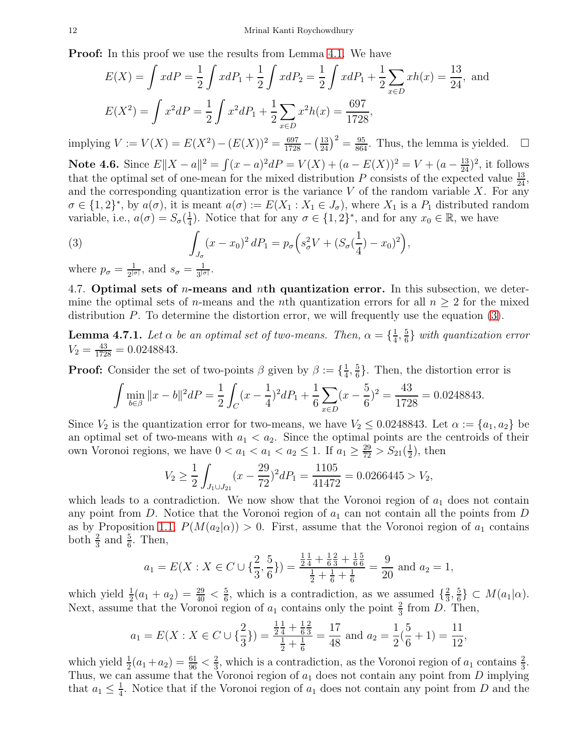**Proof:** In this proof we use the results from Lemma 4.1. We have

$$E(X) = \int x dP = \frac{1}{2}\int x dP_1 + \frac{1}{2}\int x dP_2 = \frac{1}{2}\int x dP_1 + \frac{1}{2}\sum_{x\in D} x h(x) = \frac{13}{24}, \text{ and}$$

$$E(X^2) = \int x^2 dP = \frac{1}{2}\int x^2 dP_1 + \frac{1}{2}\sum_{x\in D} x^2 h(x) = \frac{697}{1728},$$

implying $V := V(X) = E(X^2) - (E(X))^2 = \frac{697}{1728} - \left(\frac{13}{24}\right)^2 = \frac{95}{864}$. Thus, the lemma is yielded. $\square$

**Note 4.6.** Since $E\|X - a\|^2 = \int (x-a)^2 dP = V(X) + (a - E(X))^2 = V + (a - \frac{13}{24})^2$, it follows that the optimal set of one-mean for the mixed distribution $P$ consists of the expected value $\frac{13}{24}$, and the corresponding quantization error is the variance $V$ of the random variable $X$. For any $\sigma \in \{1,2\}^*$, by $a(\sigma)$, it is meant $a(\sigma) := E(X_1 : X_1 \in J_\sigma)$, where $X_1$ is a $P_1$ distributed random variable, i.e., $a(\sigma) = S_\sigma(\frac{1}{4})$. Notice that for any $\sigma \in \{1,2\}^*$, and for any $x_0 \in \mathbb{R}$, we have

$$\int_{J_\sigma} (x - x_0)^2 \, dP_1 = p_\sigma\Big(s_\sigma^2 V + (S_\sigma(\frac{1}{4}) - x_0)^2\Big), \tag{3}$$

where $p_\sigma = \frac{1}{2^{|\sigma|}}$, and $s_\sigma = \frac{1}{3^{|\sigma|}}$.

4.7. **Optimal sets of $n$-means and $n$th quantization error.** In this subsection, we determine the optimal sets of $n$-means and the $n$th quantization errors for all $n \geq 2$ for the mixed distribution $P$. To determine the distortion error, we will frequently use the equation (3).

**Lemma 4.7.1.** *Let $\alpha$ be an optimal set of two-means. Then, $\alpha = \{\frac{1}{4}, \frac{5}{6}\}$ with quantization error $V_2 = \frac{43}{1728} = 0.0248843$.*

**Proof:** Consider the set of two-points $\beta$ given by $\beta := \{\frac{1}{4}, \frac{5}{6}\}$. Then, the distortion error is

$$\int \min_{b\in\beta} \|x - b\|^2 dP = \frac{1}{2}\int_C (x - \frac{1}{4})^2 dP_1 + \frac{1}{6}\sum_{x\in D}(x - \frac{5}{6})^2 = \frac{43}{1728} = 0.0248843.$$

Since $V_2$ is the quantization error for two-means, we have $V_2 \leq 0.0248843$. Let $\alpha := \{a_1, a_2\}$ be an optimal set of two-means with $a_1 < a_2$. Since the optimal points are the centroids of their own Voronoi regions, we have $0 < a_1 < a_1 < a_2 \leq 1$. If $a_1 \geq \frac{29}{72} > S_{21}(\frac{1}{2})$, then

$$V_2 \geq \frac{1}{2}\int_{J_1 \cup J_{21}} (x - \frac{29}{72})^2 dP_1 = \frac{1105}{41472} = 0.0266445 > V_2,$$

which leads to a contradiction. We now show that the Voronoi region of $a_1$ does not contain any point from $D$. Notice that the Voronoi region of $a_1$ can not contain all the points from $D$ as by Proposition 1.1, $P(M(a_2|\alpha)) > 0$. First, assume that the Voronoi region of $a_1$ contains both $\frac{2}{3}$ and $\frac{5}{6}$. Then,

$$a_1 = E(X : X \in C \cup \{\frac{2}{3}, \frac{5}{6}\}) = \frac{\frac{1}{2}\frac{1}{4} + \frac{1}{6}\frac{2}{3} + \frac{1}{6}\frac{5}{6}}{\frac{1}{2} + \frac{1}{6} + \frac{1}{6}} = \frac{9}{20} \text{ and } a_2 = 1,$$

which yield $\frac{1}{2}(a_1 + a_2) = \frac{29}{40} < \frac{5}{6}$, which is a contradiction, as we assumed $\{\frac{2}{3}, \frac{5}{6}\} \subset M(a_1|\alpha)$. Next, assume that the Voronoi region of $a_1$ contains only the point $\frac{2}{3}$ from $D$. Then,

$$a_1 = E(X : X \in C \cup \{\frac{2}{3}\}) = \frac{\frac{1}{2}\frac{1}{4} + \frac{1}{6}\frac{2}{3}}{\frac{1}{2} + \frac{1}{6}} = \frac{17}{48} \text{ and } a_2 = \frac{1}{2}(\frac{5}{6} + 1) = \frac{11}{12},$$

which yield $\frac{1}{2}(a_1 + a_2) = \frac{61}{96} < \frac{2}{3}$, which is a contradiction, as the Voronoi region of $a_1$ contains $\frac{2}{3}$. Thus, we can assume that the Voronoi region of $a_1$ does not contain any point from $D$ implying that $a_1 \leq \frac{1}{4}$. Notice that if the Voronoi region of $a_1$ does not contain any point from $D$ and the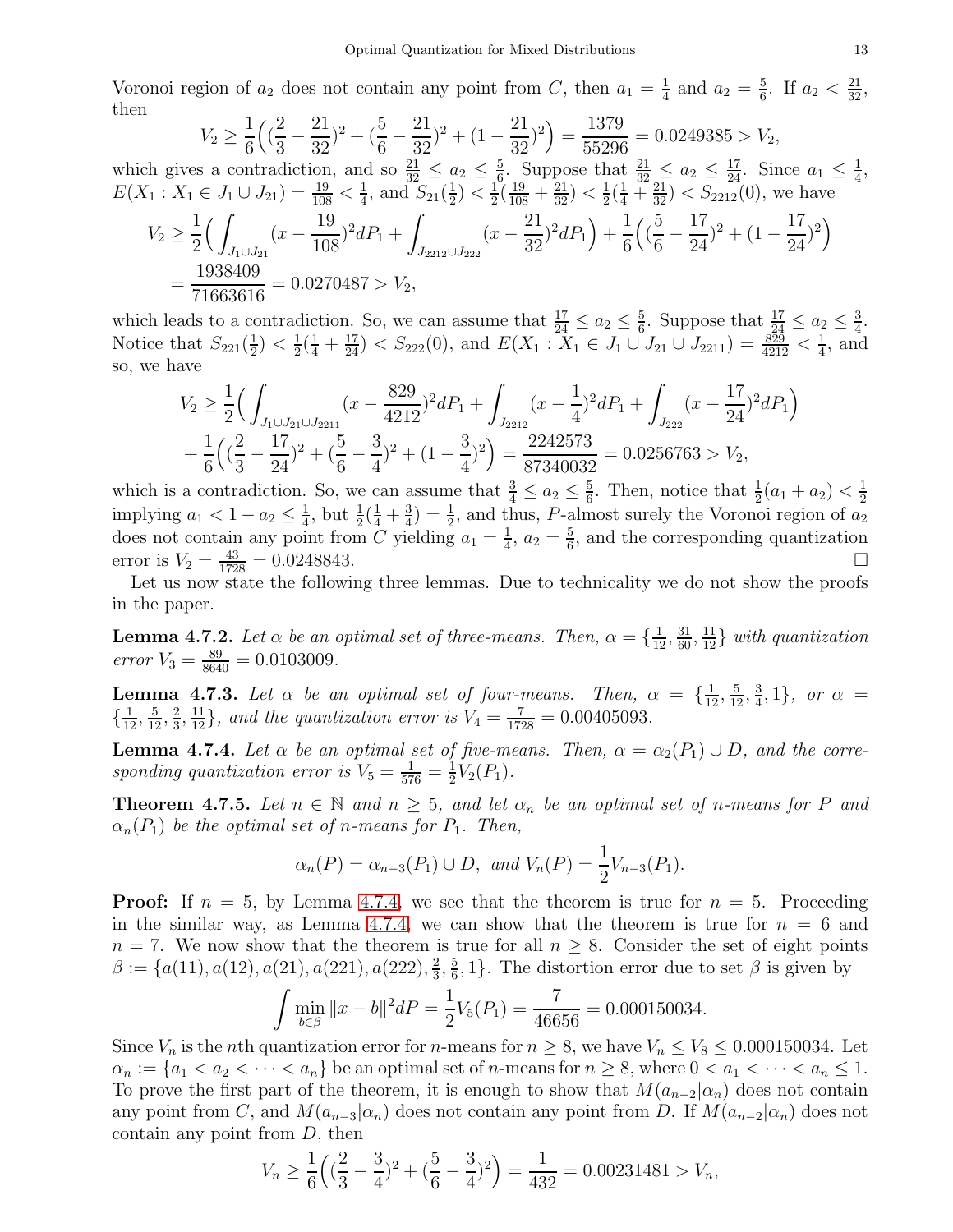Voronoi region of $a_2$ does not contain any point from $C$, then $a_1 = \frac{1}{4}$ and $a_2 = \frac{5}{6}$. If $a_2 < \frac{21}{32}$, then

$$V_2 \geq \frac{1}{6}\Big((\frac{2}{3} - \frac{21}{32})^2 + (\frac{5}{6} - \frac{21}{32})^2 + (1 - \frac{21}{32})^2\Big) = \frac{1379}{55296} = 0.0249385 > V_2,$$

which gives a contradiction, and so $\frac{21}{32} \leq a_2 \leq \frac{5}{6}$. Suppose that $\frac{21}{32} \leq a_2 \leq \frac{17}{24}$. Since $a_1 \leq \frac{1}{4}$, $E(X_1 : X_1 \in J_1 \cup J_{21}) = \frac{19}{108} < \frac{1}{4}$, and $S_{21}(\frac{1}{2}) < \frac{1}{2}(\frac{19}{108} + \frac{21}{32}) < \frac{1}{2}(\frac{1}{4} + \frac{21}{32}) < S_{2212}(0)$, we have

$$\begin{aligned} V_2 &\geq \frac{1}{2}\Big(\int_{J_1 \cup J_{21}} (x - \frac{19}{108})^2 dP_1 + \int_{J_{2212} \cup J_{222}} (x - \frac{21}{32})^2 dP_1\Big) + \frac{1}{6}\Big((\frac{5}{6} - \frac{17}{24})^2 + (1 - \frac{17}{24})^2\Big) \\ &= \frac{1938409}{71663616} = 0.0270487 > V_2, \end{aligned}$$

which leads to a contradiction. So, we can assume that $\frac{17}{24} \leq a_2 \leq \frac{5}{6}$. Suppose that $\frac{17}{24} \leq a_2 \leq \frac{3}{4}$. Notice that $S_{221}(\frac{1}{2}) < \frac{1}{2}(\frac{1}{4} + \frac{17}{24}) < S_{222}(0)$, and $E(X_1 : X_1 \in J_1 \cup J_{21} \cup J_{2211}) = \frac{829}{4212} < \frac{1}{4}$, and so, we have

$$\begin{aligned} V_2 &\geq \frac{1}{2}\Big(\int_{J_1 \cup J_{21} \cup J_{2211}} (x - \frac{829}{4212})^2 dP_1 + \int_{J_{2212}} (x - \frac{1}{4})^2 dP_1 + \int_{J_{222}} (x - \frac{17}{24})^2 dP_1\Big) \\ &\quad + \frac{1}{6}\Big((\frac{2}{3} - \frac{17}{24})^2 + (\frac{5}{6} - \frac{3}{4})^2 + (1 - \frac{3}{4})^2\Big) = \frac{2242573}{87340032} = 0.0256763 > V_2, \end{aligned}$$

which is a contradiction. So, we can assume that $\frac{3}{4} \leq a_2 \leq \frac{5}{6}$. Then, notice that $\frac{1}{2}(a_1 + a_2) < \frac{1}{2}$ implying $a_1 < 1 - a_2 \leq \frac{1}{4}$, but $\frac{1}{2}(\frac{1}{4} + \frac{3}{4}) = \frac{1}{2}$, and thus, $P$-almost surely the Voronoi region of $a_2$ does not contain any point from $C$ yielding $a_1 = \frac{1}{4}$, $a_2 = \frac{5}{6}$, and the corresponding quantization error is $V_2 = \frac{43}{1728} = 0.0248843$. $\square$

Let us now state the following three lemmas. Due to technicality we do not show the proofs in the paper.

**Lemma 4.7.2.** *Let $\alpha$ be an optimal set of three-means. Then, $\alpha = \{\frac{1}{12}, \frac{31}{60}, \frac{11}{12}\}$ with quantization error $V_3 = \frac{89}{8640} = 0.0103009$.*

**Lemma 4.7.3.** *Let $\alpha$ be an optimal set of four-means. Then, $\alpha = \{\frac{1}{12}, \frac{5}{12}, \frac{3}{4}, 1\}$, or $\alpha = \{\frac{1}{12}, \frac{5}{12}, \frac{2}{3}, \frac{11}{12}\}$, and the quantization error is $V_4 = \frac{7}{1728} = 0.00405093$.*

**Lemma 4.7.4.** *Let $\alpha$ be an optimal set of five-means. Then, $\alpha = \alpha_2(P_1) \cup D$, and the corresponding quantization error is $V_5 = \frac{1}{576} = \frac{1}{2}V_2(P_1)$.*

**Theorem 4.7.5.** *Let $n \in \mathbb{N}$ and $n \geq 5$, and let $\alpha_n$ be an optimal set of $n$-means for $P$ and $\alpha_n(P_1)$ be the optimal set of $n$-means for $P_1$. Then,*

$$\alpha_n(P) = \alpha_{n-3}(P_1) \cup D, \text{ and } V_n(P) = \frac{1}{2}V_{n-3}(P_1).$$

**Proof:** If $n = 5$, by Lemma 4.7.4, we see that the theorem is true for $n = 5$. Proceeding in the similar way, as Lemma 4.7.4, we can show that the theorem is true for $n = 6$ and $n = 7$. We now show that the theorem is true for all $n \geq 8$. Consider the set of eight points $\beta := \{a(11), a(12), a(21), a(221), a(222), \frac{2}{3}, \frac{5}{6}, 1\}$. The distortion error due to set $\beta$ is given by

$$\int \min_{b \in \beta} \|x - b\|^2 dP = \frac{1}{2}V_5(P_1) = \frac{7}{46656} = 0.000150034.$$

Since $V_n$ is the $n$th quantization error for $n$-means for $n \geq 8$, we have $V_n \leq V_8 \leq 0.000150034$. Let $\alpha_n := \{a_1 < a_2 < \cdots < a_n\}$ be an optimal set of $n$-means for $n \geq 8$, where $0 < a_1 < \cdots < a_n \leq 1$. To prove the first part of the theorem, it is enough to show that $M(a_{n-2}|\alpha_n)$ does not contain any point from $C$, and $M(a_{n-3}|\alpha_n)$ does not contain any point from $D$. If $M(a_{n-2}|\alpha_n)$ does not contain any point from $D$, then

$$V_n \geq \frac{1}{6}\Big((\frac{2}{3} - \frac{3}{4})^2 + (\frac{5}{6} - \frac{3}{4})^2\Big) = \frac{1}{432} = 0.00231481 > V_n,$$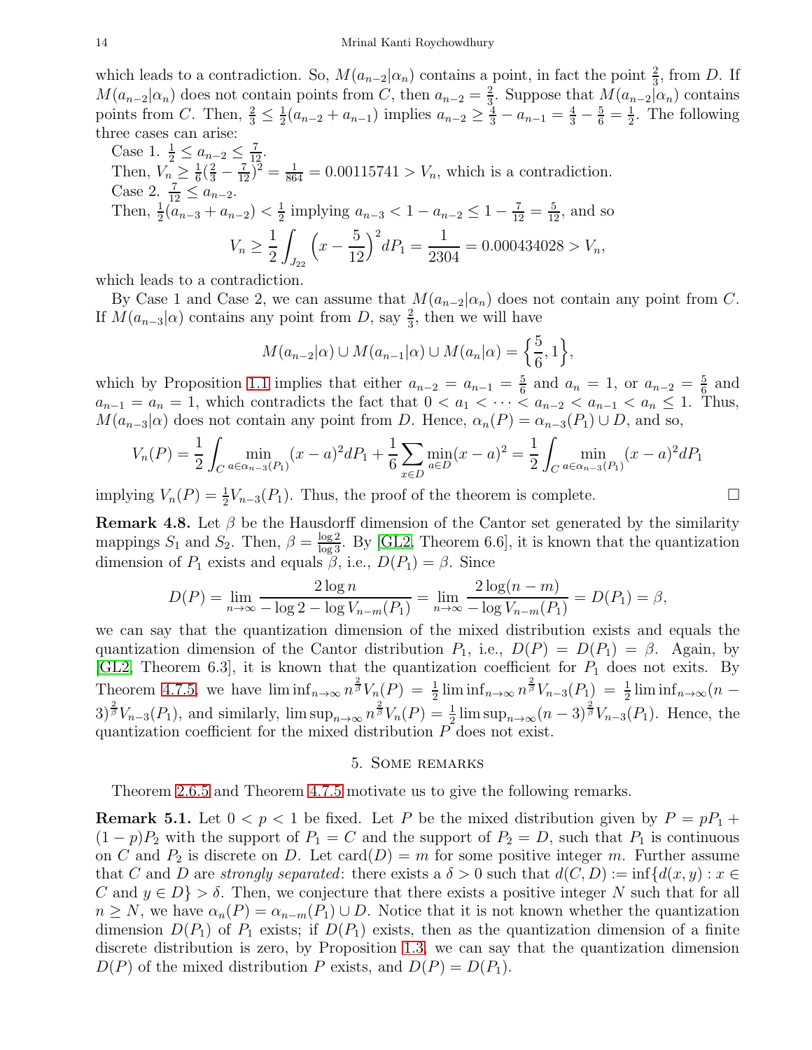which leads to a contradiction. So, $M(a_{n-2}|\alpha_n)$ contains a point, in fact the point $\frac{2}{3}$, from $D$. If $M(a_{n-2}|\alpha_n)$ does not contain points from $C$, then $a_{n-2} = \frac{2}{3}$. Suppose that $M(a_{n-2}|\alpha_n)$ contains points from $C$. Then, $\frac{2}{3} \leq \frac{1}{2}(a_{n-2} + a_{n-1})$ implies $a_{n-2} \geq \frac{4}{3} - a_{n-1} = \frac{4}{3} - \frac{5}{6} = \frac{1}{2}$. The following three cases can arise:

Case 1. $\frac{1}{2} \leq a_{n-2} \leq \frac{7}{12}$.

Then, $V_n \geq \frac{1}{6}(\frac{2}{3} - \frac{7}{12})^2 = \frac{1}{864} = 0.00115741 > V_n$, which is a contradiction.

Case 2. $\frac{7}{12} \leq a_{n-2}$.

Then, $\frac{1}{2}(a_{n-3} + a_{n-2}) < \frac{1}{2}$ implying $a_{n-3} < 1 - a_{n-2} \leq 1 - \frac{7}{12} = \frac{5}{12}$, and so

$$V_n \geq \frac{1}{2}\int_{J_{22}} \left(x - \frac{5}{12}\right)^2 dP_1 = \frac{1}{2304} = 0.000434028 > V_n,$$

which leads to a contradiction.

By Case 1 and Case 2, we can assume that $M(a_{n-2}|\alpha_n)$ does not contain any point from $C$. If $M(a_{n-3}|\alpha)$ contains any point from $D$, say $\frac{2}{3}$, then we will have

$$M(a_{n-2}|\alpha) \cup M(a_{n-1}|\alpha) \cup M(a_n|\alpha) = \left\{\frac{5}{6}, 1\right\},$$

which by Proposition 1.1 implies that either $a_{n-2} = a_{n-1} = \frac{5}{6}$ and $a_n = 1$, or $a_{n-2} = \frac{5}{6}$ and $a_{n-1} = a_n = 1$, which contradicts the fact that $0 < a_1 < \cdots < a_{n-2} < a_{n-1} < a_n \leq 1$. Thus, $M(a_{n-3}|\alpha)$ does not contain any point from $D$. Hence, $\alpha_n(P) = \alpha_{n-3}(P_1) \cup D$, and so,

$$V_n(P) = \frac{1}{2}\int_C \min_{a \in \alpha_{n-3}(P_1)} (x-a)^2 dP_1 + \frac{1}{6}\sum_{x \in D} \min_{a \in D}(x-a)^2 = \frac{1}{2}\int_C \min_{a \in \alpha_{n-3}(P_1)} (x-a)^2 dP_1$$

implying $V_n(P) = \frac{1}{2}V_{n-3}(P_1)$. Thus, the proof of the theorem is complete. □

**Remark 4.8.** Let $\beta$ be the Hausdorff dimension of the Cantor set generated by the similarity mappings $S_1$ and $S_2$. Then, $\beta = \frac{\log 2}{\log 3}$. By [GL2, Theorem 6.6], it is known that the quantization dimension of $P_1$ exists and equals $\beta$, i.e., $D(P_1) = \beta$. Since

$$D(P) = \lim_{n\to\infty} \frac{2\log n}{-\log 2 - \log V_{n-m}(P_1)} = \lim_{n\to\infty} \frac{2\log(n-m)}{-\log V_{n-m}(P_1)} = D(P_1) = \beta,$$

we can say that the quantization dimension of the mixed distribution exists and equals the quantization dimension of the Cantor distribution $P_1$, i.e., $D(P) = D(P_1) = \beta$. Again, by [GL2, Theorem 6.3], it is known that the quantization coefficient for $P_1$ does not exits. By Theorem 4.7.5, we have $\liminf_{n\to\infty} n^{\frac{2}{\beta}} V_n(P) = \frac{1}{2}\liminf_{n\to\infty} n^{\frac{2}{\beta}} V_{n-3}(P_1) = \frac{1}{2}\liminf_{n\to\infty}(n-3)^{\frac{2}{\beta}} V_{n-3}(P_1)$, and similarly, $\limsup_{n\to\infty} n^{\frac{2}{\beta}} V_n(P) = \frac{1}{2}\limsup_{n\to\infty}(n-3)^{\frac{2}{\beta}} V_{n-3}(P_1)$. Hence, the quantization coefficient for the mixed distribution $P$ does not exist.

## 5. Some remarks

Theorem 2.6.5 and Theorem 4.7.5 motivate us to give the following remarks.

**Remark 5.1.** Let $0 < p < 1$ be fixed. Let $P$ be the mixed distribution given by $P = pP_1 + (1-p)P_2$ with the support of $P_1 = C$ and the support of $P_2 = D$, such that $P_1$ is continuous on $C$ and $P_2$ is discrete on $D$. Let $\text{card}(D) = m$ for some positive integer $m$. Further assume that $C$ and $D$ are *strongly separated*: there exists a $\delta > 0$ such that $d(C, D) := \inf\{d(x, y) : x \in C \text{ and } y \in D\} > \delta$. Then, we conjecture that there exists a positive integer $N$ such that for all $n \geq N$, we have $\alpha_n(P) = \alpha_{n-m}(P_1) \cup D$. Notice that it is not known whether the quantization dimension $D(P_1)$ of $P_1$ exists; if $D(P_1)$ exists, then as the quantization dimension of a finite discrete distribution is zero, by Proposition 1.3, we can say that the quantization dimension $D(P)$ of the mixed distribution $P$ exists, and $D(P) = D(P_1)$.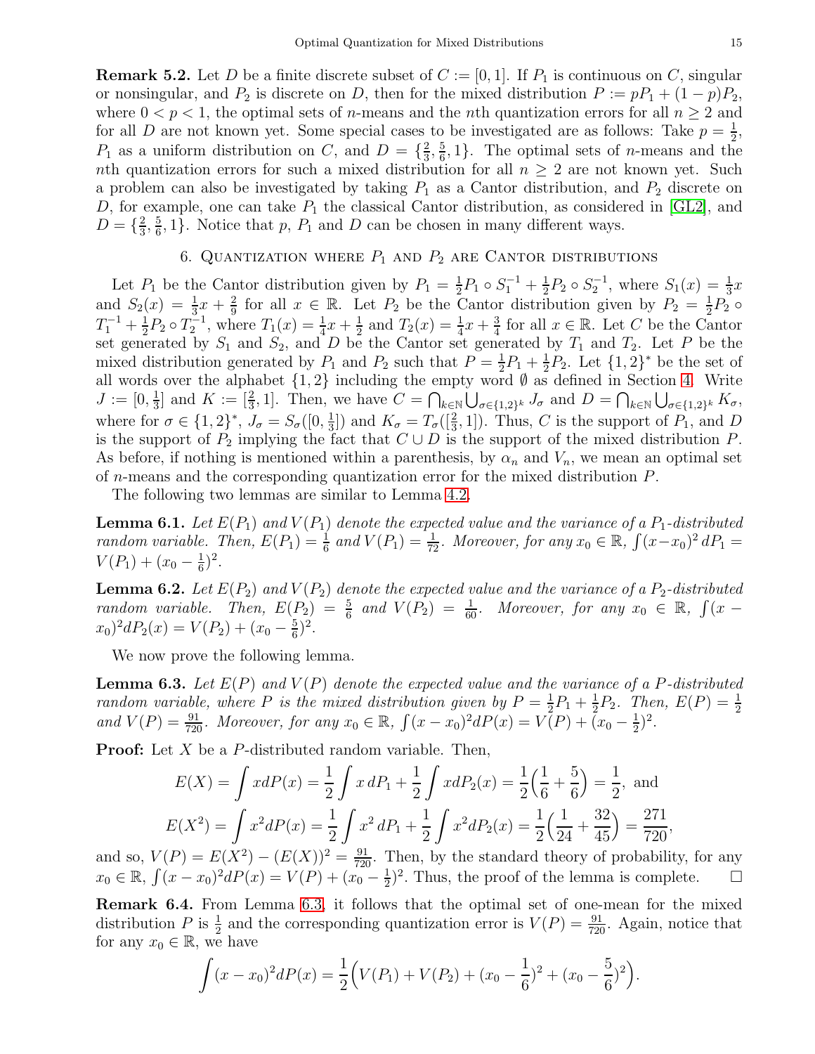**Remark 5.2.** Let $D$ be a finite discrete subset of $C := [0, 1]$. If $P_1$ is continuous on $C$, singular or nonsingular, and $P_2$ is discrete on $D$, then for the mixed distribution $P := pP_1 + (1-p)P_2$, where $0 < p < 1$, the optimal sets of $n$-means and the $n$th quantization errors for all $n \geq 2$ and for all $D$ are not known yet. Some special cases to be investigated are as follows: Take $p = \frac{1}{2}$, $P_1$ as a uniform distribution on $C$, and $D = \{\frac{2}{3}, \frac{5}{6}, 1\}$. The optimal sets of $n$-means and the $n$th quantization errors for such a mixed distribution for all $n \geq 2$ are not known yet. Such a problem can also be investigated by taking $P_1$ as a Cantor distribution, and $P_2$ discrete on $D$, for example, one can take $P_1$ the classical Cantor distribution, as considered in [GL2], and $D = \{\frac{2}{3}, \frac{5}{6}, 1\}$. Notice that $p$, $P_1$ and $D$ can be chosen in many different ways.

## 6. Quantization where $P_1$ and $P_2$ are Cantor distributions

Let $P_1$ be the Cantor distribution given by $P_1 = \frac{1}{2}P_1 \circ S_1^{-1} + \frac{1}{2}P_2 \circ S_2^{-1}$, where $S_1(x) = \frac{1}{3}x$ and $S_2(x) = \frac{1}{3}x + \frac{2}{9}$ for all $x \in \mathbb{R}$. Let $P_2$ be the Cantor distribution given by $P_2 = \frac{1}{2}P_2 \circ T_1^{-1} + \frac{1}{2}P_2 \circ T_2^{-1}$, where $T_1(x) = \frac{1}{4}x + \frac{1}{2}$ and $T_2(x) = \frac{1}{4}x + \frac{3}{4}$ for all $x \in \mathbb{R}$. Let $C$ be the Cantor set generated by $S_1$ and $S_2$, and $D$ be the Cantor set generated by $T_1$ and $T_2$. Let $P$ be the mixed distribution generated by $P_1$ and $P_2$ such that $P = \frac{1}{2}P_1 + \frac{1}{2}P_2$. Let $\{1, 2\}^*$ be the set of all words over the alphabet $\{1, 2\}$ including the empty word $\emptyset$ as defined in Section 4. Write $J := [0, \frac{1}{3}]$ and $K := [\frac{2}{3}, 1]$. Then, we have $C = \bigcap_{k\in\mathbb{N}} \bigcup_{\sigma\in\{1,2\}^k} J_\sigma$ and $D = \bigcap_{k\in\mathbb{N}} \bigcup_{\sigma\in\{1,2\}^k} K_\sigma$, where for $\sigma \in \{1, 2\}^*$, $J_\sigma = S_\sigma([0, \frac{1}{3}])$ and $K_\sigma = T_\sigma([\frac{2}{3}, 1])$. Thus, $C$ is the support of $P_1$, and $D$ is the support of $P_2$ implying the fact that $C \cup D$ is the support of the mixed distribution $P$. As before, if nothing is mentioned within a parenthesis, by $\alpha_n$ and $V_n$, we mean an optimal set of $n$-means and the corresponding quantization error for the mixed distribution $P$.

The following two lemmas are similar to Lemma 4.2.

**Lemma 6.1.** *Let $E(P_1)$ and $V(P_1)$ denote the expected value and the variance of a $P_1$-distributed random variable. Then, $E(P_1) = \frac{1}{6}$ and $V(P_1) = \frac{1}{72}$. Moreover, for any $x_0 \in \mathbb{R}$, $\int(x-x_0)^2\, dP_1 = V(P_1) + (x_0 - \frac{1}{6})^2$.*

**Lemma 6.2.** *Let $E(P_2)$ and $V(P_2)$ denote the expected value and the variance of a $P_2$-distributed random variable. Then, $E(P_2) = \frac{5}{6}$ and $V(P_2) = \frac{1}{60}$. Moreover, for any $x_0 \in \mathbb{R}$, $\int(x - x_0)^2 dP_2(x) = V(P_2) + (x_0 - \frac{5}{6})^2$.*

We now prove the following lemma.

**Lemma 6.3.** *Let $E(P)$ and $V(P)$ denote the expected value and the variance of a $P$-distributed random variable, where $P$ is the mixed distribution given by $P = \frac{1}{2}P_1 + \frac{1}{2}P_2$. Then, $E(P) = \frac{1}{2}$ and $V(P) = \frac{91}{720}$. Moreover, for any $x_0 \in \mathbb{R}$, $\int(x - x_0)^2 dP(x) = V(P) + (x_0 - \frac{1}{2})^2$.*

**Proof:** Let $X$ be a $P$-distributed random variable. Then,

$$E(X) = \int x dP(x) = \frac{1}{2}\int x\, dP_1 + \frac{1}{2}\int x dP_2(x) = \frac{1}{2}\Big(\frac{1}{6} + \frac{5}{6}\Big) = \frac{1}{2}, \text{ and}$$

$$E(X^2) = \int x^2 dP(x) = \frac{1}{2}\int x^2\, dP_1 + \frac{1}{2}\int x^2 dP_2(x) = \frac{1}{2}\Big(\frac{1}{24} + \frac{32}{45}\Big) = \frac{271}{720},$$

and so, $V(P) = E(X^2) - (E(X))^2 = \frac{91}{720}$. Then, by the standard theory of probability, for any $x_0 \in \mathbb{R}$, $\int(x - x_0)^2 dP(x) = V(P) + (x_0 - \frac{1}{2})^2$. Thus, the proof of the lemma is complete. $\square$

**Remark 6.4.** From Lemma 6.3, it follows that the optimal set of one-mean for the mixed distribution $P$ is $\frac{1}{2}$ and the corresponding quantization error is $V(P) = \frac{91}{720}$. Again, notice that for any $x_0 \in \mathbb{R}$, we have

$$\int(x - x_0)^2 dP(x) = \frac{1}{2}\Big(V(P_1) + V(P_2) + (x_0 - \frac{1}{6})^2 + (x_0 - \frac{5}{6})^2\Big).$$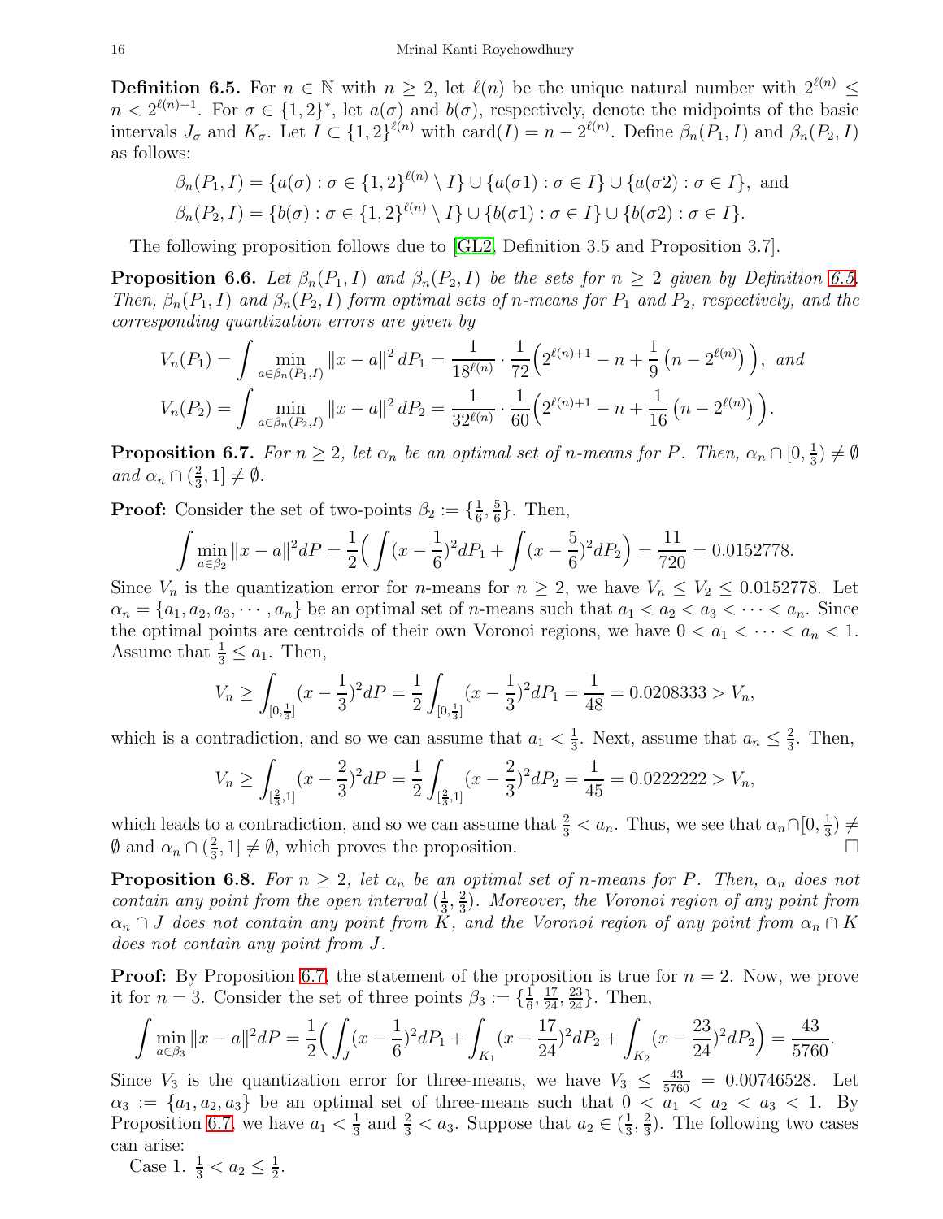**Definition 6.5.** For $n \in \mathbb{N}$ with $n \geq 2$, let $\ell(n)$ be the unique natural number with $2^{\ell(n)} \leq n < 2^{\ell(n)+1}$. For $\sigma \in \{1,2\}^*$, let $a(\sigma)$ and $b(\sigma)$, respectively, denote the midpoints of the basic intervals $J_\sigma$ and $K_\sigma$. Let $I \subset \{1,2\}^{\ell(n)}$ with $\text{card}(I) = n - 2^{\ell(n)}$. Define $\beta_n(P_1, I)$ and $\beta_n(P_2, I)$ as follows:

$$\beta_n(P_1, I) = \{a(\sigma) : \sigma \in \{1,2\}^{\ell(n)} \setminus I\} \cup \{a(\sigma 1) : \sigma \in I\} \cup \{a(\sigma 2) : \sigma \in I\}, \text{ and}$$
$$\beta_n(P_2, I) = \{b(\sigma) : \sigma \in \{1,2\}^{\ell(n)} \setminus I\} \cup \{b(\sigma 1) : \sigma \in I\} \cup \{b(\sigma 2) : \sigma \in I\}.$$

The following proposition follows due to [GL2, Definition 3.5 and Proposition 3.7].

**Proposition 6.6.** *Let $\beta_n(P_1, I)$ and $\beta_n(P_2, I)$ be the sets for $n \geq 2$ given by Definition 6.5. Then, $\beta_n(P_1, I)$ and $\beta_n(P_2, I)$ form optimal sets of $n$-means for $P_1$ and $P_2$, respectively, and the corresponding quantization errors are given by*

$$V_n(P_1) = \int \min_{a \in \beta_n(P_1, I)} \|x - a\|^2 \, dP_1 = \frac{1}{18^{\ell(n)}} \cdot \frac{1}{72}\Big(2^{\ell(n)+1} - n + \frac{1}{9}\left(n - 2^{\ell(n)}\right)\Big), \text{ and}$$
$$V_n(P_2) = \int \min_{a \in \beta_n(P_2, I)} \|x - a\|^2 \, dP_2 = \frac{1}{32^{\ell(n)}} \cdot \frac{1}{60}\Big(2^{\ell(n)+1} - n + \frac{1}{16}\left(n - 2^{\ell(n)}\right)\Big).$$

**Proposition 6.7.** *For $n \geq 2$, let $\alpha_n$ be an optimal set of $n$-means for $P$. Then, $\alpha_n \cap [0, \frac{1}{3}) \neq \emptyset$ and $\alpha_n \cap (\frac{2}{3}, 1] \neq \emptyset$.*

**Proof:** Consider the set of two-points $\beta_2 := \{\frac{1}{6}, \frac{5}{6}\}$. Then,

$$\int \min_{a \in \beta_2} \|x - a\|^2 dP = \frac{1}{2}\Big(\int (x - \frac{1}{6})^2 dP_1 + \int (x - \frac{5}{6})^2 dP_2\Big) = \frac{11}{720} = 0.0152778.$$

Since $V_n$ is the quantization error for $n$-means for $n \geq 2$, we have $V_n \leq V_2 \leq 0.0152778$. Let $\alpha_n = \{a_1, a_2, a_3, \cdots, a_n\}$ be an optimal set of $n$-means such that $a_1 < a_2 < a_3 < \cdots < a_n$. Since the optimal points are centroids of their own Voronoi regions, we have $0 < a_1 < \cdots < a_n < 1$. Assume that $\frac{1}{3} \leq a_1$. Then,

$$V_n \geq \int_{[0, \frac{1}{3}]} (x - \frac{1}{3})^2 dP = \frac{1}{2}\int_{[0, \frac{1}{3}]} (x - \frac{1}{3})^2 dP_1 = \frac{1}{48} = 0.0208333 > V_n,$$

which is a contradiction, and so we can assume that $a_1 < \frac{1}{3}$. Next, assume that $a_n \leq \frac{2}{3}$. Then,

$$V_n \geq \int_{[\frac{2}{3}, 1]} (x - \frac{2}{3})^2 dP = \frac{1}{2}\int_{[\frac{2}{3}, 1]} (x - \frac{2}{3})^2 dP_2 = \frac{1}{45} = 0.0222222 > V_n,$$

which leads to a contradiction, and so we can assume that $\frac{2}{3} < a_n$. Thus, we see that $\alpha_n \cap [0, \frac{1}{3}) \neq \emptyset$ and $\alpha_n \cap (\frac{2}{3}, 1] \neq \emptyset$, which proves the proposition. $\square$

**Proposition 6.8.** *For $n \geq 2$, let $\alpha_n$ be an optimal set of $n$-means for $P$. Then, $\alpha_n$ does not contain any point from the open interval $(\frac{1}{3}, \frac{2}{3})$. Moreover, the Voronoi region of any point from $\alpha_n \cap J$ does not contain any point from $K$, and the Voronoi region of any point from $\alpha_n \cap K$ does not contain any point from $J$.*

**Proof:** By Proposition 6.7, the statement of the proposition is true for $n = 2$. Now, we prove it for $n = 3$. Consider the set of three points $\beta_3 := \{\frac{1}{6}, \frac{17}{24}, \frac{23}{24}\}$. Then,

$$\int \min_{a \in \beta_3} \|x - a\|^2 dP = \frac{1}{2}\Big(\int_J (x - \frac{1}{6})^2 dP_1 + \int_{K_1} (x - \frac{17}{24})^2 dP_2 + \int_{K_2} (x - \frac{23}{24})^2 dP_2\Big) = \frac{43}{5760}.$$

Since $V_3$ is the quantization error for three-means, we have $V_3 \leq \frac{43}{5760} = 0.00746528$. Let $\alpha_3 := \{a_1, a_2, a_3\}$ be an optimal set of three-means such that $0 < a_1 < a_2 < a_3 < 1$. By Proposition 6.7, we have $a_1 < \frac{1}{3}$ and $\frac{2}{3} < a_3$. Suppose that $a_2 \in (\frac{1}{3}, \frac{2}{3})$. The following two cases can arise:

Case 1. $\frac{1}{3} < a_2 \leq \frac{1}{2}$.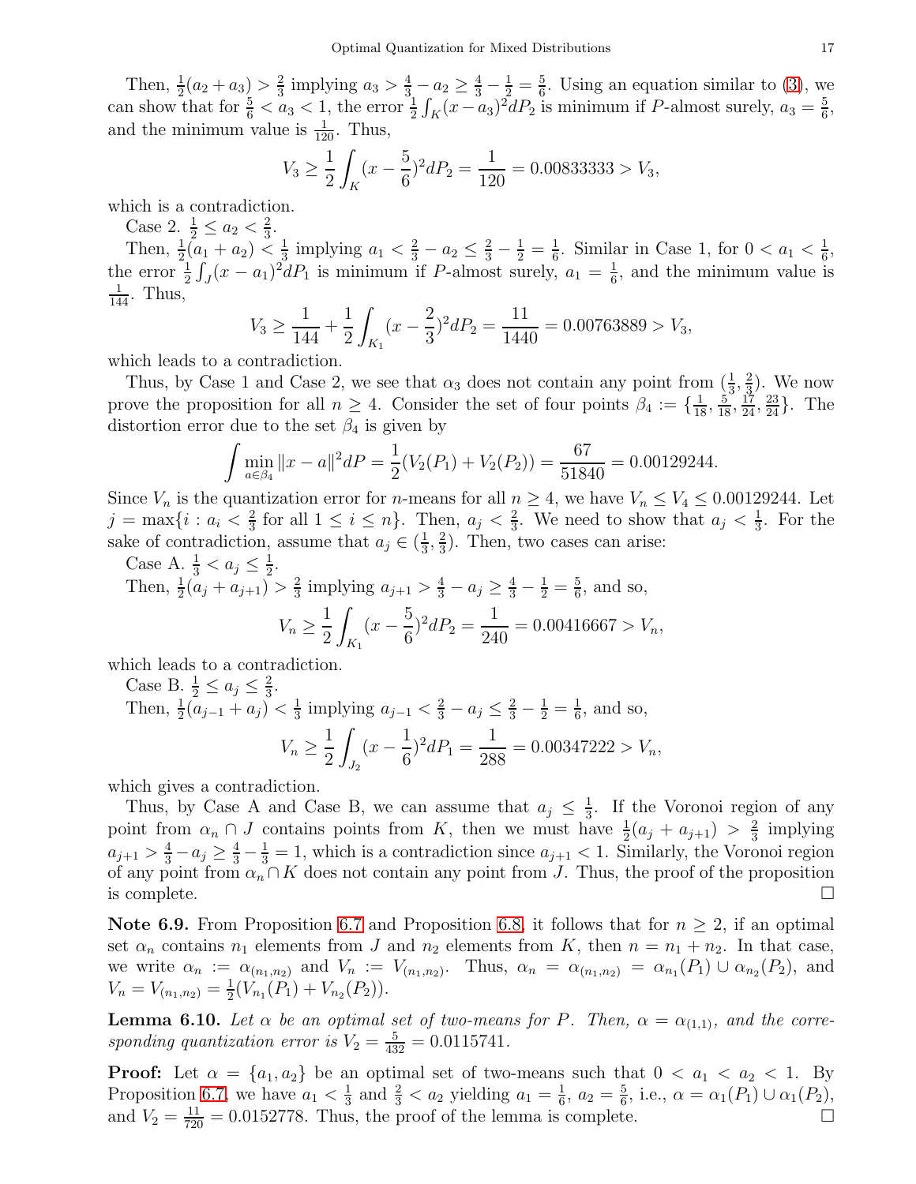Then, $\frac{1}{2}(a_2 + a_3) > \frac{2}{3}$ implying $a_3 > \frac{4}{3} - a_2 \geq \frac{4}{3} - \frac{1}{2} = \frac{5}{6}$. Using an equation similar to (3), we can show that for $\frac{5}{6} < a_3 < 1$, the error $\frac{1}{2}\int_K (x - a_3)^2 dP_2$ is minimum if $P$-almost surely, $a_3 = \frac{5}{6}$, and the minimum value is $\frac{1}{120}$. Thus,

$$V_3 \geq \frac{1}{2}\int_K (x - \frac{5}{6})^2 dP_2 = \frac{1}{120} = 0.00833333 > V_3,$$

which is a contradiction.

Case 2. $\frac{1}{2} \leq a_2 < \frac{2}{3}$.

Then, $\frac{1}{2}(a_1 + a_2) < \frac{1}{3}$ implying $a_1 < \frac{2}{3} - a_2 \leq \frac{2}{3} - \frac{1}{2} = \frac{1}{6}$. Similar in Case 1, for $0 < a_1 < \frac{1}{6}$, the error $\frac{1}{2}\int_J (x - a_1)^2 dP_1$ is minimum if $P$-almost surely, $a_1 = \frac{1}{6}$, and the minimum value is $\frac{1}{144}$. Thus,

$$V_3 \geq \frac{1}{144} + \frac{1}{2}\int_{K_1} (x - \frac{2}{3})^2 dP_2 = \frac{11}{1440} = 0.00763889 > V_3,$$

which leads to a contradiction.

Thus, by Case 1 and Case 2, we see that $\alpha_3$ does not contain any point from $(\frac{1}{3}, \frac{2}{3})$. We now prove the proposition for all $n \geq 4$. Consider the set of four points $\beta_4 := \{\frac{1}{18}, \frac{5}{18}, \frac{17}{24}, \frac{23}{24}\}$. The distortion error due to the set $\beta_4$ is given by

$$\int \min_{a \in \beta_4} \|x - a\|^2 dP = \frac{1}{2}(V_2(P_1) + V_2(P_2)) = \frac{67}{51840} = 0.00129244.$$

Since $V_n$ is the quantization error for $n$-means for all $n \geq 4$, we have $V_n \leq V_4 \leq 0.00129244$. Let $j = \max\{i : a_i < \frac{2}{3} \text{ for all } 1 \leq i \leq n\}$. Then, $a_j < \frac{2}{3}$. We need to show that $a_j < \frac{1}{3}$. For the sake of contradiction, assume that $a_j \in (\frac{1}{3}, \frac{2}{3})$. Then, two cases can arise:

Case A. $\frac{1}{3} < a_j \leq \frac{1}{2}$.

Then, $\frac{1}{2}(a_j + a_{j+1}) > \frac{2}{3}$ implying $a_{j+1} > \frac{4}{3} - a_j \geq \frac{4}{3} - \frac{1}{2} = \frac{5}{6}$, and so,

$$V_n \geq \frac{1}{2}\int_{K_1} (x - \frac{5}{6})^2 dP_2 = \frac{1}{240} = 0.00416667 > V_n,$$

which leads to a contradiction.

Case B. $\frac{1}{2} \leq a_j \leq \frac{2}{3}$.

Then, $\frac{1}{2}(a_{j-1} + a_j) < \frac{1}{3}$ implying $a_{j-1} < \frac{2}{3} - a_j \leq \frac{2}{3} - \frac{1}{2} = \frac{1}{6}$, and so,

$$V_n \geq \frac{1}{2}\int_{J_2} (x - \frac{1}{6})^2 dP_1 = \frac{1}{288} = 0.00347222 > V_n,$$

which gives a contradiction.

Thus, by Case A and Case B, we can assume that $a_j \leq \frac{1}{3}$. If the Voronoi region of any point from $\alpha_n \cap J$ contains points from $K$, then we must have $\frac{1}{2}(a_j + a_{j+1}) > \frac{2}{3}$ implying $a_{j+1} > \frac{4}{3} - a_j \geq \frac{4}{3} - \frac{1}{3} = 1$, which is a contradiction since $a_{j+1} < 1$. Similarly, the Voronoi region of any point from $\alpha_n \cap K$ does not contain any point from $J$. Thus, the proof of the proposition is complete. $\square$

**Note 6.9.** From Proposition 6.7 and Proposition 6.8, it follows that for $n \geq 2$, if an optimal set $\alpha_n$ contains $n_1$ elements from $J$ and $n_2$ elements from $K$, then $n = n_1 + n_2$. In that case, we write $\alpha_n := \alpha_{(n_1,n_2)}$ and $V_n := V_{(n_1,n_2)}$. Thus, $\alpha_n = \alpha_{(n_1,n_2)} = \alpha_{n_1}(P_1) \cup \alpha_{n_2}(P_2)$, and $V_n = V_{(n_1,n_2)} = \frac{1}{2}(V_{n_1}(P_1) + V_{n_2}(P_2))$.

**Lemma 6.10.** *Let $\alpha$ be an optimal set of two-means for $P$. Then, $\alpha = \alpha_{(1,1)}$, and the corresponding quantization error is $V_2 = \frac{5}{432} = 0.0115741$.*

**Proof:** Let $\alpha = \{a_1, a_2\}$ be an optimal set of two-means such that $0 < a_1 < a_2 < 1$. By Proposition 6.7, we have $a_1 < \frac{1}{3}$ and $\frac{2}{3} < a_2$ yielding $a_1 = \frac{1}{6}$, $a_2 = \frac{5}{6}$, i.e., $\alpha = \alpha_1(P_1) \cup \alpha_1(P_2)$, and $V_2 = \frac{11}{720} = 0.0152778$. Thus, the proof of the lemma is complete. $\square$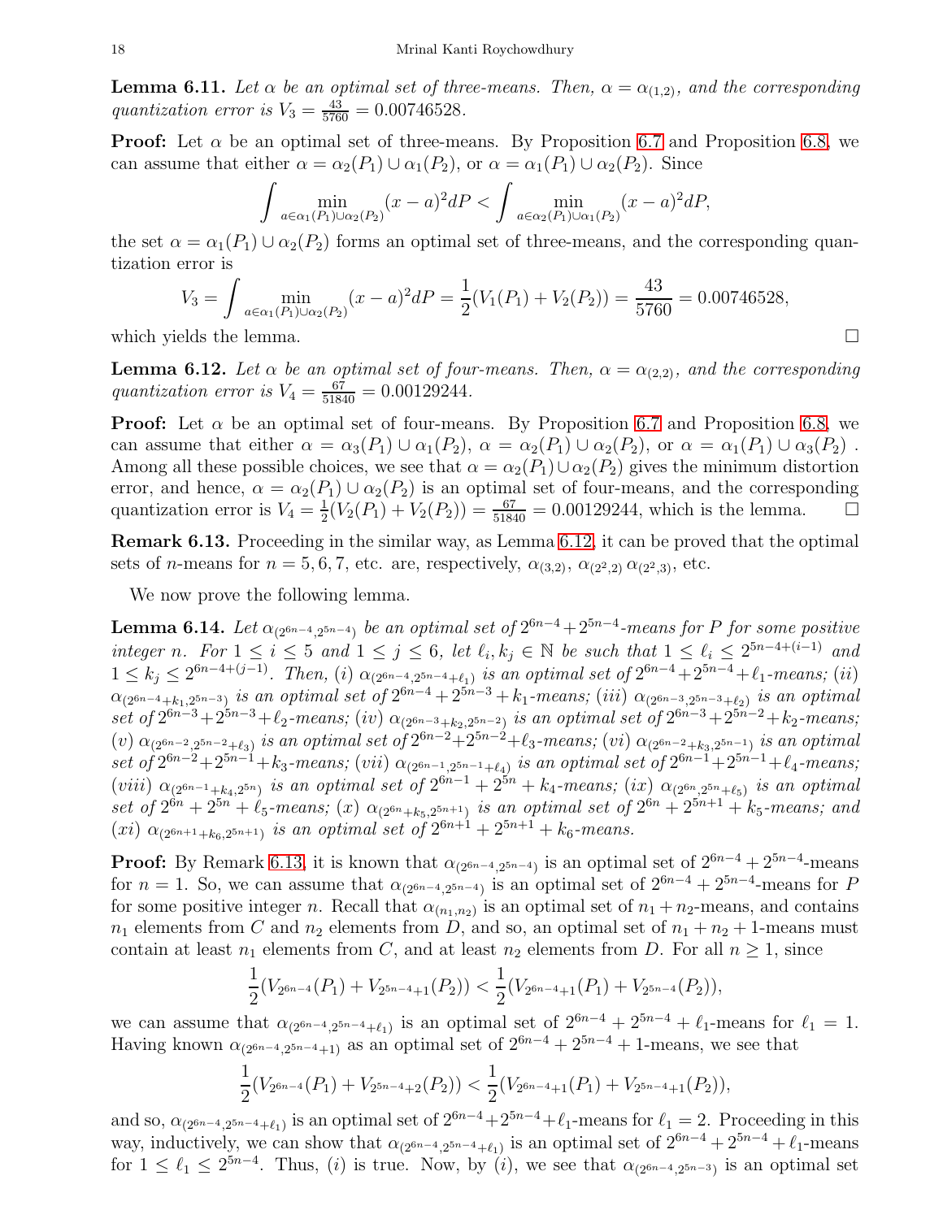**Lemma 6.11.** *Let $\alpha$ be an optimal set of three-means. Then, $\alpha = \alpha_{(1,2)}$, and the corresponding quantization error is $V_3 = \frac{43}{5760} = 0.00746528$.*

**Proof:** Let $\alpha$ be an optimal set of three-means. By Proposition 6.7 and Proposition 6.8, we can assume that either $\alpha = \alpha_2(P_1) \cup \alpha_1(P_2)$, or $\alpha = \alpha_1(P_1) \cup \alpha_2(P_2)$. Since

$$\int \min_{a \in \alpha_1(P_1) \cup \alpha_2(P_2)} (x-a)^2 dP < \int \min_{a \in \alpha_2(P_1) \cup \alpha_1(P_2)} (x-a)^2 dP,$$

the set $\alpha = \alpha_1(P_1) \cup \alpha_2(P_2)$ forms an optimal set of three-means, and the corresponding quantization error is

$$V_3 = \int \min_{a \in \alpha_1(P_1) \cup \alpha_2(P_2)} (x-a)^2 dP = \frac{1}{2}(V_1(P_1) + V_2(P_2)) = \frac{43}{5760} = 0.00746528,$$

which yields the lemma. $\square$

**Lemma 6.12.** *Let $\alpha$ be an optimal set of four-means. Then, $\alpha = \alpha_{(2,2)}$, and the corresponding quantization error is $V_4 = \frac{67}{51840} = 0.00129244$.*

**Proof:** Let $\alpha$ be an optimal set of four-means. By Proposition 6.7 and Proposition 6.8, we can assume that either $\alpha = \alpha_3(P_1) \cup \alpha_1(P_2)$, $\alpha = \alpha_2(P_1) \cup \alpha_2(P_2)$, or $\alpha = \alpha_1(P_1) \cup \alpha_3(P_2)$ . Among all these possible choices, we see that $\alpha = \alpha_2(P_1) \cup \alpha_2(P_2)$ gives the minimum distortion error, and hence, $\alpha = \alpha_2(P_1) \cup \alpha_2(P_2)$ is an optimal set of four-means, and the corresponding quantization error is $V_4 = \frac{1}{2}(V_2(P_1) + V_2(P_2)) = \frac{67}{51840} = 0.00129244$, which is the lemma. $\square$

**Remark 6.13.** Proceeding in the similar way, as Lemma 6.12, it can be proved that the optimal sets of $n$-means for $n = 5, 6, 7$, etc. are, respectively, $\alpha_{(3,2)}$, $\alpha_{(2^2,2)}$ $\alpha_{(2^2,3)}$, etc.

We now prove the following lemma.

**Lemma 6.14.** *Let $\alpha_{(2^{6n-4}, 2^{5n-4})}$ be an optimal set of $2^{6n-4} + 2^{5n-4}$-means for $P$ for some positive integer $n$. For $1 \le i \le 5$ and $1 \le j \le 6$, let $\ell_i, k_j \in \mathbb{N}$ be such that $1 \le \ell_i \le 2^{5n-4+(i-1)}$ and $1 \le k_j \le 2^{6n-4+(j-1)}$. Then, (i) $\alpha_{(2^{6n-4}, 2^{5n-4}+\ell_1)}$ is an optimal set of $2^{6n-4} + 2^{5n-4} + \ell_1$-means; (ii) $\alpha_{(2^{6n-4}+k_1, 2^{5n-3})}$ is an optimal set of $2^{6n-4} + 2^{5n-3} + k_1$-means; (iii) $\alpha_{(2^{6n-3}, 2^{5n-3}+\ell_2)}$ is an optimal set of $2^{6n-3} + 2^{5n-3} + \ell_2$-means; (iv) $\alpha_{(2^{6n-3}+k_2, 2^{5n-2})}$ is an optimal set of $2^{6n-3} + 2^{5n-2} + k_2$-means; (v) $\alpha_{(2^{6n-2}, 2^{5n-2}+\ell_3)}$ is an optimal set of $2^{6n-2} + 2^{5n-2} + \ell_3$-means; (vi) $\alpha_{(2^{6n-2}+k_3, 2^{5n-1})}$ is an optimal set of $2^{6n-2} + 2^{5n-1} + k_3$-means; (vii) $\alpha_{(2^{6n-1}, 2^{5n-1}+\ell_4)}$ is an optimal set of $2^{6n-1} + 2^{5n-1} + \ell_4$-means; (viii) $\alpha_{(2^{6n-1}+k_4, 2^{5n})}$ is an optimal set of $2^{6n-1} + 2^{5n} + k_4$-means; (ix) $\alpha_{(2^{6n}, 2^{5n}+\ell_5)}$ is an optimal set of $2^{6n} + 2^{5n} + \ell_5$-means; (x) $\alpha_{(2^{6n}+k_5, 2^{5n+1})}$ is an optimal set of $2^{6n} + 2^{5n+1} + k_5$-means; and (xi) $\alpha_{(2^{6n+1}+k_6, 2^{5n+1})}$ is an optimal set of $2^{6n+1} + 2^{5n+1} + k_6$-means.*

**Proof:** By Remark 6.13, it is known that $\alpha_{(2^{6n-4}, 2^{5n-4})}$ is an optimal set of $2^{6n-4} + 2^{5n-4}$-means for $n = 1$. So, we can assume that $\alpha_{(2^{6n-4}, 2^{5n-4})}$ is an optimal set of $2^{6n-4} + 2^{5n-4}$-means for $P$ for some positive integer $n$. Recall that $\alpha_{(n_1, n_2)}$ is an optimal set of $n_1 + n_2$-means, and contains $n_1$ elements from $C$ and $n_2$ elements from $D$, and so, an optimal set of $n_1 + n_2 + 1$-means must contain at least $n_1$ elements from $C$, and at least $n_2$ elements from $D$. For all $n \ge 1$, since

$$\frac{1}{2}(V_{2^{6n-4}}(P_1) + V_{2^{5n-4}+1}(P_2)) < \frac{1}{2}(V_{2^{6n-4}+1}(P_1) + V_{2^{5n-4}}(P_2)),$$

we can assume that $\alpha_{(2^{6n-4}, 2^{5n-4}+\ell_1)}$ is an optimal set of $2^{6n-4} + 2^{5n-4} + \ell_1$-means for $\ell_1 = 1$. Having known $\alpha_{(2^{6n-4}, 2^{5n-4}+1)}$ as an optimal set of $2^{6n-4} + 2^{5n-4} + 1$-means, we see that

$$\frac{1}{2}(V_{2^{6n-4}}(P_1) + V_{2^{5n-4}+2}(P_2)) < \frac{1}{2}(V_{2^{6n-4}+1}(P_1) + V_{2^{5n-4}+1}(P_2)),$$

and so, $\alpha_{(2^{6n-4}, 2^{5n-4}+\ell_1)}$ is an optimal set of $2^{6n-4} + 2^{5n-4} + \ell_1$-means for $\ell_1 = 2$. Proceeding in this way, inductively, we can show that $\alpha_{(2^{6n-4}, 2^{5n-4}+\ell_1)}$ is an optimal set of $2^{6n-4} + 2^{5n-4} + \ell_1$-means for $1 \le \ell_1 \le 2^{5n-4}$. Thus, $(i)$ is true. Now, by $(i)$, we see that $\alpha_{(2^{6n-4}, 2^{5n-3})}$ is an optimal set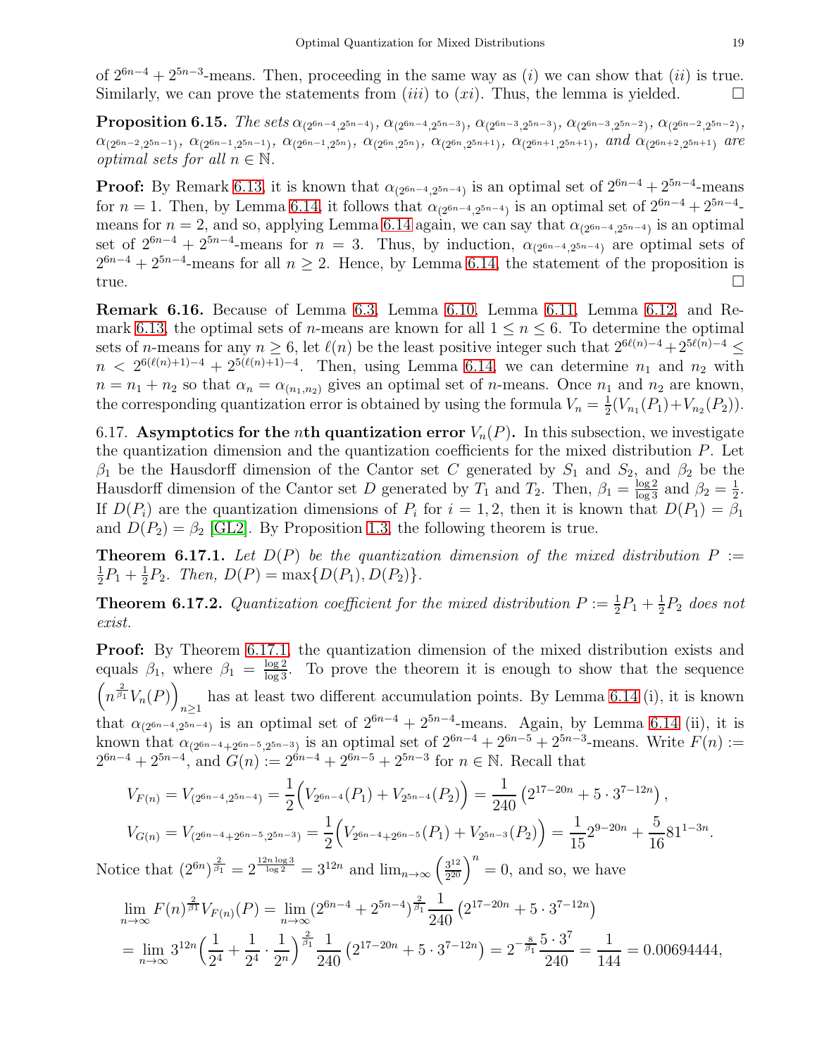of $2^{6n-4}+2^{5n-3}$-means. Then, proceeding in the same way as $(i)$ we can show that $(ii)$ is true. Similarly, we can prove the statements from $(iii)$ to $(xi)$. Thus, the lemma is yielded. $\square$

**Proposition 6.15.** *The sets* $\alpha_{(2^{6n-4},2^{5n-4})}$, $\alpha_{(2^{6n-4},2^{5n-3})}$, $\alpha_{(2^{6n-3},2^{5n-3})}$, $\alpha_{(2^{6n-3},2^{5n-2})}$, $\alpha_{(2^{6n-2},2^{5n-2})}$, $\alpha_{(2^{6n-2},2^{5n-1})}$, $\alpha_{(2^{6n-1},2^{5n-1})}$, $\alpha_{(2^{6n-1},2^{5n})}$, $\alpha_{(2^{6n},2^{5n})}$, $\alpha_{(2^{6n},2^{5n+1})}$, $\alpha_{(2^{6n+1},2^{5n+1})}$, *and* $\alpha_{(2^{6n+2},2^{5n+1})}$ *are optimal sets for all* $n\in\mathbb{N}$.

**Proof:** By Remark 6.13, it is known that $\alpha_{(2^{6n-4},2^{5n-4})}$ is an optimal set of $2^{6n-4}+2^{5n-4}$-means for $n=1$. Then, by Lemma 6.14, it follows that $\alpha_{(2^{6n-4},2^{5n-4})}$ is an optimal set of $2^{6n-4}+2^{5n-4}$-means for $n=2$, and so, applying Lemma 6.14 again, we can say that $\alpha_{(2^{6n-4},2^{5n-4})}$ is an optimal set of $2^{6n-4}+2^{5n-4}$-means for $n=3$. Thus, by induction, $\alpha_{(2^{6n-4},2^{5n-4})}$ are optimal sets of $2^{6n-4}+2^{5n-4}$-means for all $n\geq 2$. Hence, by Lemma 6.14, the statement of the proposition is true. $\square$

**Remark 6.16.** Because of Lemma 6.3, Lemma 6.10, Lemma 6.11, Lemma 6.12, and Remark 6.13, the optimal sets of $n$-means are known for all $1\leq n\leq 6$. To determine the optimal sets of $n$-means for any $n\geq 6$, let $\ell(n)$ be the least positive integer such that $2^{6\ell(n)-4}+2^{5\ell(n)-4}\leq n<2^{6(\ell(n)+1)-4}+2^{5(\ell(n)+1)-4}$. Then, using Lemma 6.14, we can determine $n_1$ and $n_2$ with $n=n_1+n_2$ so that $\alpha_n=\alpha_{(n_1,n_2)}$ gives an optimal set of $n$-means. Once $n_1$ and $n_2$ are known, the corresponding quantization error is obtained by using the formula $V_n=\frac{1}{2}(V_{n_1}(P_1)+V_{n_2}(P_2))$.

6.17. **Asymptotics for the $n$th quantization error $V_n(P)$.** In this subsection, we investigate the quantization dimension and the quantization coefficients for the mixed distribution $P$. Let $\beta_1$ be the Hausdorff dimension of the Cantor set $C$ generated by $S_1$ and $S_2$, and $\beta_2$ be the Hausdorff dimension of the Cantor set $D$ generated by $T_1$ and $T_2$. Then, $\beta_1=\frac{\log 2}{\log 3}$ and $\beta_2=\frac{1}{2}$. If $D(P_i)$ are the quantization dimensions of $P_i$ for $i=1,2$, then it is known that $D(P_1)=\beta_1$ and $D(P_2)=\beta_2$ [GL2]. By Proposition 1.3, the following theorem is true.

**Theorem 6.17.1.** *Let $D(P)$ be the quantization dimension of the mixed distribution $P:=\frac{1}{2}P_1+\frac{1}{2}P_2$. Then, $D(P)=\max\{D(P_1),D(P_2)\}$.*

**Theorem 6.17.2.** *Quantization coefficient for the mixed distribution $P:=\frac{1}{2}P_1+\frac{1}{2}P_2$ does not exist.*

**Proof:** By Theorem 6.17.1, the quantization dimension of the mixed distribution exists and equals $\beta_1$, where $\beta_1=\frac{\log 2}{\log 3}$. To prove the theorem it is enough to show that the sequence $\Big(n^{\frac{2}{\beta_1}}V_n(P)\Big)_{n\geq 1}$ has at least two different accumulation points. By Lemma 6.14 (i), it is known that $\alpha_{(2^{6n-4},2^{5n-4})}$ is an optimal set of $2^{6n-4}+2^{5n-4}$-means. Again, by Lemma 6.14 (ii), it is known that $\alpha_{(2^{6n-4}+2^{6n-5},2^{5n-3})}$ is an optimal set of $2^{6n-4}+2^{6n-5}+2^{5n-3}$-means. Write $F(n):=2^{6n-4}+2^{5n-4}$, and $G(n):=2^{6n-4}+2^{6n-5}+2^{5n-3}$ for $n\in\mathbb{N}$. Recall that

$$V_{F(n)}=V_{(2^{6n-4},2^{5n-4})}=\frac{1}{2}\Big(V_{2^{6n-4}}(P_1)+V_{2^{5n-4}}(P_2)\Big)=\frac{1}{240}\left(2^{17-20n}+5\cdot 3^{7-12n}\right),$$

$$V_{G(n)}=V_{(2^{6n-4}+2^{6n-5},2^{5n-3})}=\frac{1}{2}\Big(V_{2^{6n-4}+2^{6n-5}}(P_1)+V_{2^{5n-3}}(P_2)\Big)=\frac{1}{15}2^{9-20n}+\frac{5}{16}81^{1-3n}.$$

Notice that $(2^{6n})^{\frac{2}{\beta_1}}=2^{\frac{12n\log 3}{\log 2}}=3^{12n}$ and $\lim_{n\to\infty}\left(\frac{3^{12}}{2^{20}}\right)^n=0$, and so, we have

$$\begin{aligned}
&\lim_{n\to\infty}F(n)^{\frac{2}{\beta_1}}V_{F(n)}(P)=\lim_{n\to\infty}(2^{6n-4}+2^{5n-4})^{\frac{2}{\beta_1}}\frac{1}{240}\left(2^{17-20n}+5\cdot 3^{7-12n}\right)\\
&=\lim_{n\to\infty}3^{12n}\Big(\frac{1}{2^4}+\frac{1}{2^4}\cdot\frac{1}{2^n}\Big)^{\frac{2}{\beta_1}}\frac{1}{240}\left(2^{17-20n}+5\cdot 3^{7-12n}\right)=2^{-\frac{8}{\beta_1}}\frac{5\cdot 3^7}{240}=\frac{1}{144}=0.00694444,
\end{aligned}$$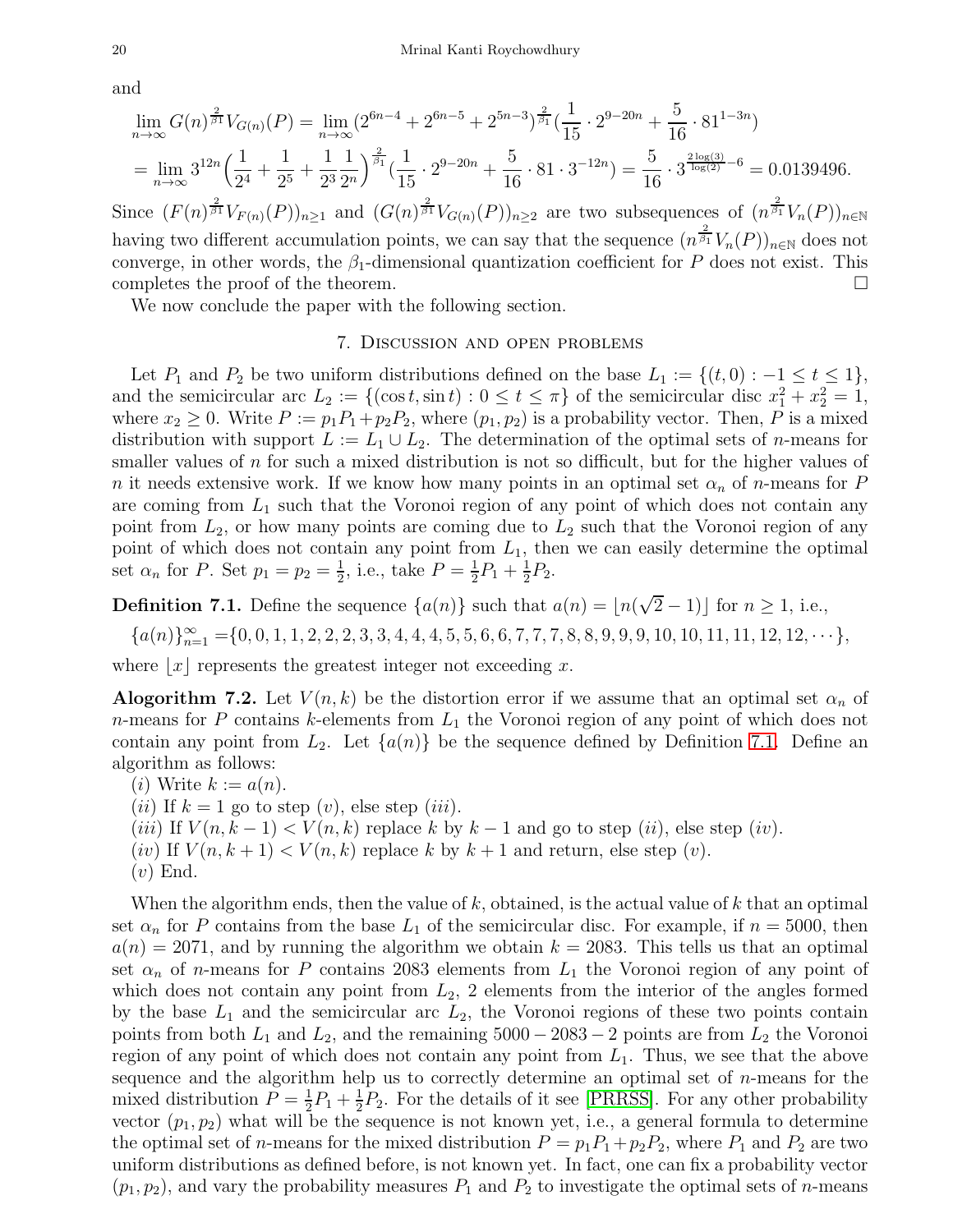and

$$\lim_{n\to\infty} G(n)^{\frac{2}{\beta_1}} V_{G(n)}(P) = \lim_{n\to\infty} (2^{6n-4} + 2^{6n-5} + 2^{5n-3})^{\frac{2}{\beta_1}} (\frac{1}{15} \cdot 2^{9-20n} + \frac{5}{16} \cdot 81^{1-3n})$$

$$= \lim_{n\to\infty} 3^{12n} \Big(\frac{1}{2^4} + \frac{1}{2^5} + \frac{1}{2^3}\frac{1}{2^n}\Big)^{\frac{2}{\beta_1}} (\frac{1}{15} \cdot 2^{9-20n} + \frac{5}{16} \cdot 81 \cdot 3^{-12n}) = \frac{5}{16} \cdot 3^{\frac{2\log(3)}{\log(2)} - 6} = 0.0139496.$$

Since $(F(n)^{\frac{2}{\beta_1}} V_{F(n)}(P))_{n\geq 1}$ and $(G(n)^{\frac{2}{\beta_1}} V_{G(n)}(P))_{n\geq 2}$ are two subsequences of $(n^{\frac{2}{\beta_1}} V_n(P))_{n\in\mathbb{N}}$ having two different accumulation points, we can say that the sequence $(n^{\frac{2}{\beta_1}} V_n(P))_{n\in\mathbb{N}}$ does not converge, in other words, the $\beta_1$-dimensional quantization coefficient for $P$ does not exist. This completes the proof of the theorem. $\square$

We now conclude the paper with the following section.

## 7. Discussion and open problems

Let $P_1$ and $P_2$ be two uniform distributions defined on the base $L_1 := \{(t, 0) : -1 \leq t \leq 1\}$, and the semicircular arc $L_2 := \{(\cos t, \sin t) : 0 \leq t \leq \pi\}$ of the semicircular disc $x_1^2 + x_2^2 = 1$, where $x_2 \geq 0$. Write $P := p_1P_1 + p_2P_2$, where $(p_1, p_2)$ is a probability vector. Then, $P$ is a mixed distribution with support $L := L_1 \cup L_2$. The determination of the optimal sets of $n$-means for smaller values of $n$ for such a mixed distribution is not so difficult, but for the higher values of $n$ it needs extensive work. If we know how many points in an optimal set $\alpha_n$ of $n$-means for $P$ are coming from $L_1$ such that the Voronoi region of any point of which does not contain any point from $L_2$, or how many points are coming due to $L_2$ such that the Voronoi region of any point of which does not contain any point from $L_1$, then we can easily determine the optimal set $\alpha_n$ for $P$. Set $p_1 = p_2 = \frac{1}{2}$, i.e., take $P = \frac{1}{2}P_1 + \frac{1}{2}P_2$.

**Definition 7.1.** Define the sequence $\{a(n)\}$ such that $a(n) = \lfloor n(\sqrt{2} - 1)\rfloor$ for $n \geq 1$, i.e.,

$$\{a(n)\}_{n=1}^{\infty} = \{0, 0, 1, 1, 2, 2, 2, 3, 3, 4, 4, 4, 5, 5, 6, 6, 7, 7, 7, 8, 8, 9, 9, 9, 10, 10, 11, 11, 12, 12, \cdots\},$$

where $\lfloor x\rfloor$ represents the greatest integer not exceeding $x$.

**Alogorithm 7.2.** Let $V(n, k)$ be the distortion error if we assume that an optimal set $\alpha_n$ of $n$-means for $P$ contains $k$-elements from $L_1$ the Voronoi region of any point of which does not contain any point from $L_2$. Let $\{a(n)\}$ be the sequence defined by Definition 7.1. Define an algorithm as follows:

$(i)$ Write $k := a(n)$.
$(ii)$ If $k = 1$ go to step $(v)$, else step $(iii)$.
$(iii)$ If $V(n, k-1) < V(n, k)$ replace $k$ by $k - 1$ and go to step $(ii)$, else step $(iv)$.
$(iv)$ If $V(n, k+1) < V(n, k)$ replace $k$ by $k + 1$ and return, else step $(v)$.
$(v)$ End.

When the algorithm ends, then the value of $k$, obtained, is the actual value of $k$ that an optimal set $\alpha_n$ for $P$ contains from the base $L_1$ of the semicircular disc. For example, if $n = 5000$, then $a(n) = 2071$, and by running the algorithm we obtain $k = 2083$. This tells us that an optimal set $\alpha_n$ of $n$-means for $P$ contains 2083 elements from $L_1$ the Voronoi region of any point of which does not contain any point from $L_2$, 2 elements from the interior of the angles formed by the base $L_1$ and the semicircular arc $L_2$, the Voronoi regions of these two points contain points from both $L_1$ and $L_2$, and the remaining $5000 - 2083 - 2$ points are from $L_2$ the Voronoi region of any point of which does not contain any point from $L_1$. Thus, we see that the above sequence and the algorithm help us to correctly determine an optimal set of $n$-means for the mixed distribution $P = \frac{1}{2}P_1 + \frac{1}{2}P_2$. For the details of it see [PRRSS]. For any other probability vector $(p_1, p_2)$ what will be the sequence is not known yet, i.e., a general formula to determine the optimal set of $n$-means for the mixed distribution $P = p_1P_1 + p_2P_2$, where $P_1$ and $P_2$ are two uniform distributions as defined before, is not known yet. In fact, one can fix a probability vector $(p_1, p_2)$, and vary the probability measures $P_1$ and $P_2$ to investigate the optimal sets of $n$-means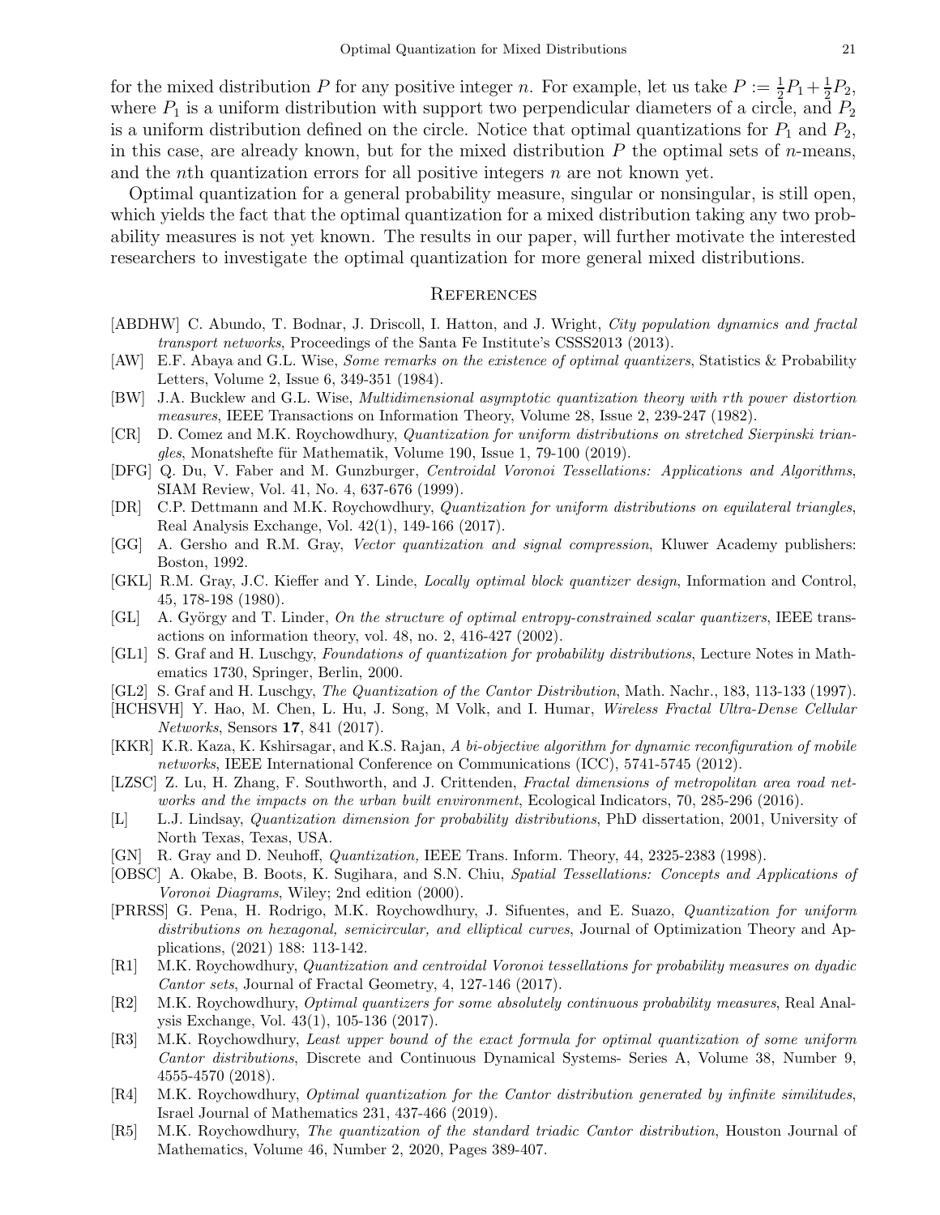for the mixed distribution $P$ for any positive integer $n$. For example, let us take $P := \frac{1}{2}P_1 + \frac{1}{2}P_2$, where $P_1$ is a uniform distribution with support two perpendicular diameters of a circle, and $P_2$ is a uniform distribution defined on the circle. Notice that optimal quantizations for $P_1$ and $P_2$, in this case, are already known, but for the mixed distribution $P$ the optimal sets of $n$-means, and the $n$th quantization errors for all positive integers $n$ are not known yet.

Optimal quantization for a general probability measure, singular or nonsingular, is still open, which yields the fact that the optimal quantization for a mixed distribution taking any two probability measures is not yet known. The results in our paper, will further motivate the interested researchers to investigate the optimal quantization for more general mixed distributions.

## References

[ABDHW] C. Abundo, T. Bodnar, J. Driscoll, I. Hatton, and J. Wright, *City population dynamics and fractal transport networks*, Proceedings of the Santa Fe Institute's CSSS2013 (2013).

[AW] E.F. Abaya and G.L. Wise, *Some remarks on the existence of optimal quantizers*, Statistics & Probability Letters, Volume 2, Issue 6, 349-351 (1984).

[BW] J.A. Bucklew and G.L. Wise, *Multidimensional asymptotic quantization theory with rth power distortion measures*, IEEE Transactions on Information Theory, Volume 28, Issue 2, 239-247 (1982).

[CR] D. Comez and M.K. Roychowdhury, *Quantization for uniform distributions on stretched Sierpinski triangles*, Monatshefte für Mathematik, Volume 190, Issue 1, 79-100 (2019).

[DFG] Q. Du, V. Faber and M. Gunzburger, *Centroidal Voronoi Tessellations: Applications and Algorithms*, SIAM Review, Vol. 41, No. 4, 637-676 (1999).

[DR] C.P. Dettmann and M.K. Roychowdhury, *Quantization for uniform distributions on equilateral triangles*, Real Analysis Exchange, Vol. 42(1), 149-166 (2017).

[GG] A. Gersho and R.M. Gray, *Vector quantization and signal compression*, Kluwer Academy publishers: Boston, 1992.

[GKL] R.M. Gray, J.C. Kieffer and Y. Linde, *Locally optimal block quantizer design*, Information and Control, 45, 178-198 (1980).

[GL] A. György and T. Linder, *On the structure of optimal entropy-constrained scalar quantizers*, IEEE transactions on information theory, vol. 48, no. 2, 416-427 (2002).

[GL1] S. Graf and H. Luschgy, *Foundations of quantization for probability distributions*, Lecture Notes in Mathematics 1730, Springer, Berlin, 2000.

[GL2] S. Graf and H. Luschgy, *The Quantization of the Cantor Distribution*, Math. Nachr., 183, 113-133 (1997).

[HCHSVH] Y. Hao, M. Chen, L. Hu, J. Song, M Volk, and I. Humar, *Wireless Fractal Ultra-Dense Cellular Networks*, Sensors **17**, 841 (2017).

[KKR] K.R. Kaza, K. Kshirsagar, and K.S. Rajan, *A bi-objective algorithm for dynamic reconfiguration of mobile networks*, IEEE International Conference on Communications (ICC), 5741-5745 (2012).

[LZSC] Z. Lu, H. Zhang, F. Southworth, and J. Crittenden, *Fractal dimensions of metropolitan area road networks and the impacts on the urban built environment*, Ecological Indicators, 70, 285-296 (2016).

[L] L.J. Lindsay, *Quantization dimension for probability distributions*, PhD dissertation, 2001, University of North Texas, Texas, USA.

[GN] R. Gray and D. Neuhoff, *Quantization,* IEEE Trans. Inform. Theory, 44, 2325-2383 (1998).

[OBSC] A. Okabe, B. Boots, K. Sugihara, and S.N. Chiu, *Spatial Tessellations: Concepts and Applications of Voronoi Diagrams*, Wiley; 2nd edition (2000).

[PRRSS] G. Pena, H. Rodrigo, M.K. Roychowdhury, J. Sifuentes, and E. Suazo, *Quantization for uniform distributions on hexagonal, semicircular, and elliptical curves*, Journal of Optimization Theory and Applications, (2021) 188: 113-142.

[R1] M.K. Roychowdhury, *Quantization and centroidal Voronoi tessellations for probability measures on dyadic Cantor sets*, Journal of Fractal Geometry, 4, 127-146 (2017).

[R2] M.K. Roychowdhury, *Optimal quantizers for some absolutely continuous probability measures*, Real Analysis Exchange, Vol. 43(1), 105-136 (2017).

[R3] M.K. Roychowdhury, *Least upper bound of the exact formula for optimal quantization of some uniform Cantor distributions*, Discrete and Continuous Dynamical Systems- Series A, Volume 38, Number 9, 4555-4570 (2018).

[R4] M.K. Roychowdhury, *Optimal quantization for the Cantor distribution generated by infinite similitudes*, Israel Journal of Mathematics 231, 437-466 (2019).

[R5] M.K. Roychowdhury, *The quantization of the standard triadic Cantor distribution*, Houston Journal of Mathematics, Volume 46, Number 2, 2020, Pages 389-407.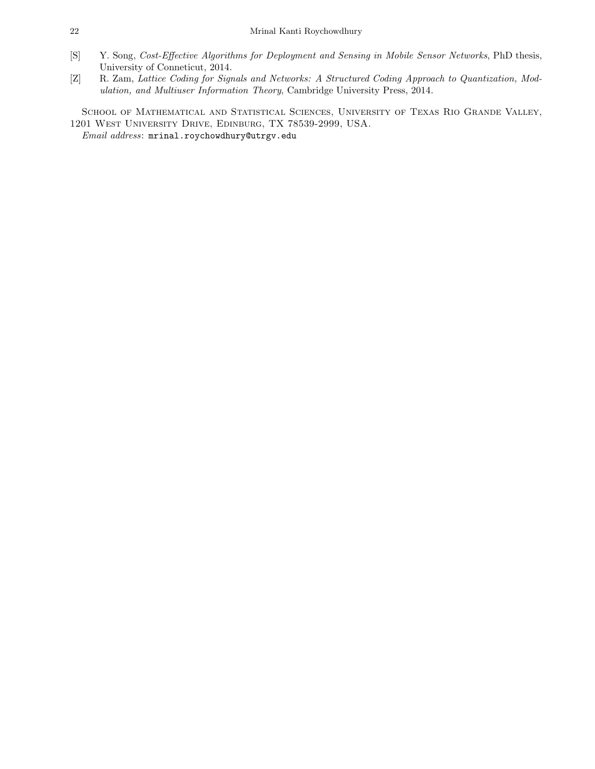[S] Y. Song, *Cost-Effective Algorithms for Deployment and Sensing in Mobile Sensor Networks*, PhD thesis, University of Conneticut, 2014.

[Z] R. Zam, *Lattice Coding for Signals and Networks: A Structured Coding Approach to Quantization, Modulation, and Multiuser Information Theory*, Cambridge University Press, 2014.

School of Mathematical and Statistical Sciences, University of Texas Rio Grande Valley, 1201 West University Drive, Edinburg, TX 78539-2999, USA.

*Email address*: `mrinal.roychowdhury@utrgv.edu`